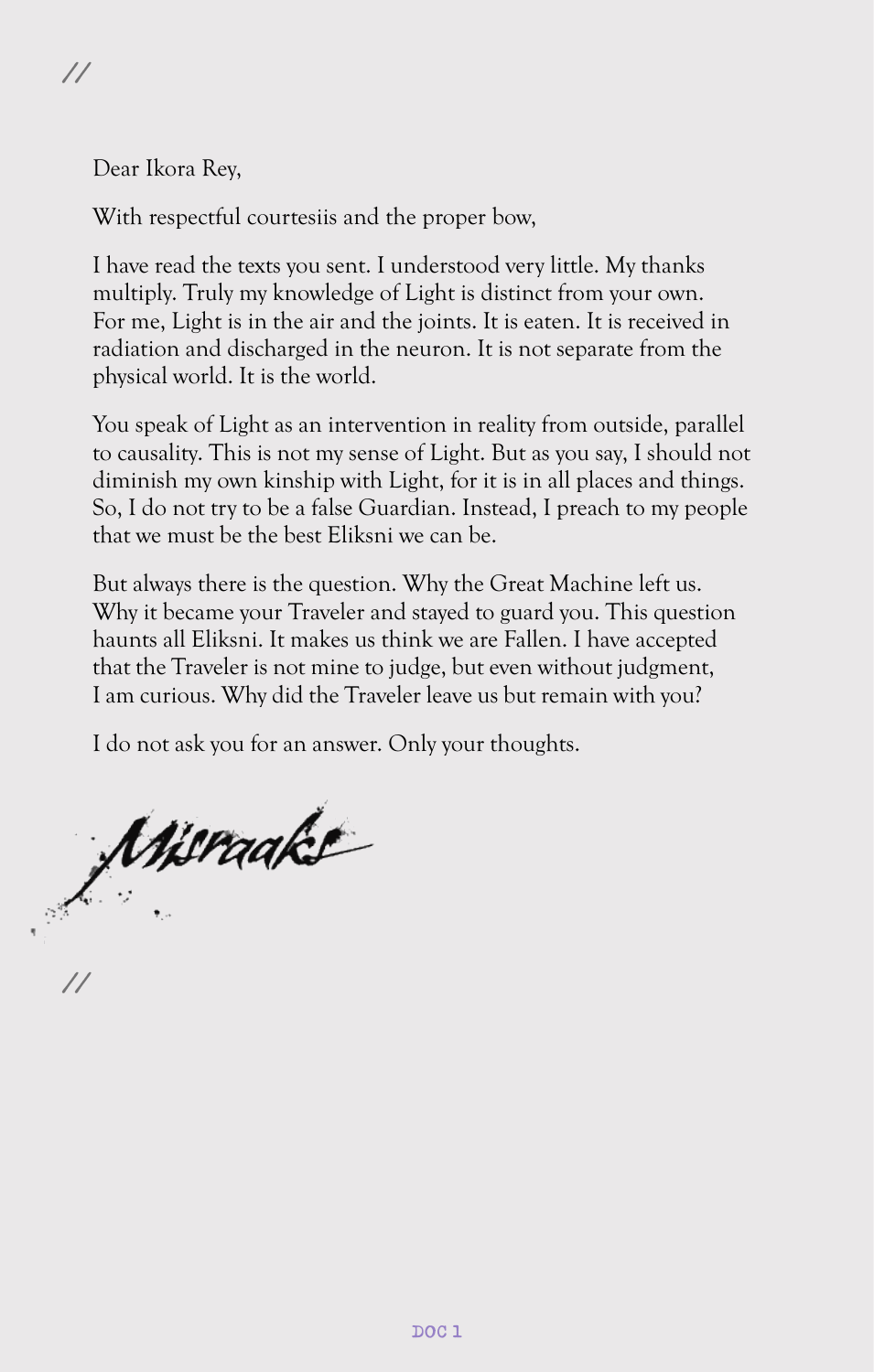//

Dear Ikora Rey,

With respectful courtesiis and the proper bow,

I have read the texts you sent. I understood very little. My thanks multiply. Truly my knowledge of Light is distinct from your own. For me, Light is in the air and the joints. It is eaten. It is received in radiation and discharged in the neuron. It is not separate from the physical world. It is the world.

You speak of Light as an intervention in reality from outside, parallel to causality. This is not my sense of Light. But as you say, I should not diminish my own kinship with Light, for it is in all places and things. So, I do not try to be a false Guardian. Instead, I preach to my people that we must be the best Eliksni we can be.

But always there is the question. Why the Great Machine left us. Why it became your Traveler and stayed to guard you. This question haunts all Eliksni. It makes us think we are Fallen. I have accepted that the Traveler is not mine to judge, but even without judgment, I am curious. Why did the Traveler leave us but remain with you?

I do not ask you for an answer. Only your thoughts.

Misraaks

//

DOC 1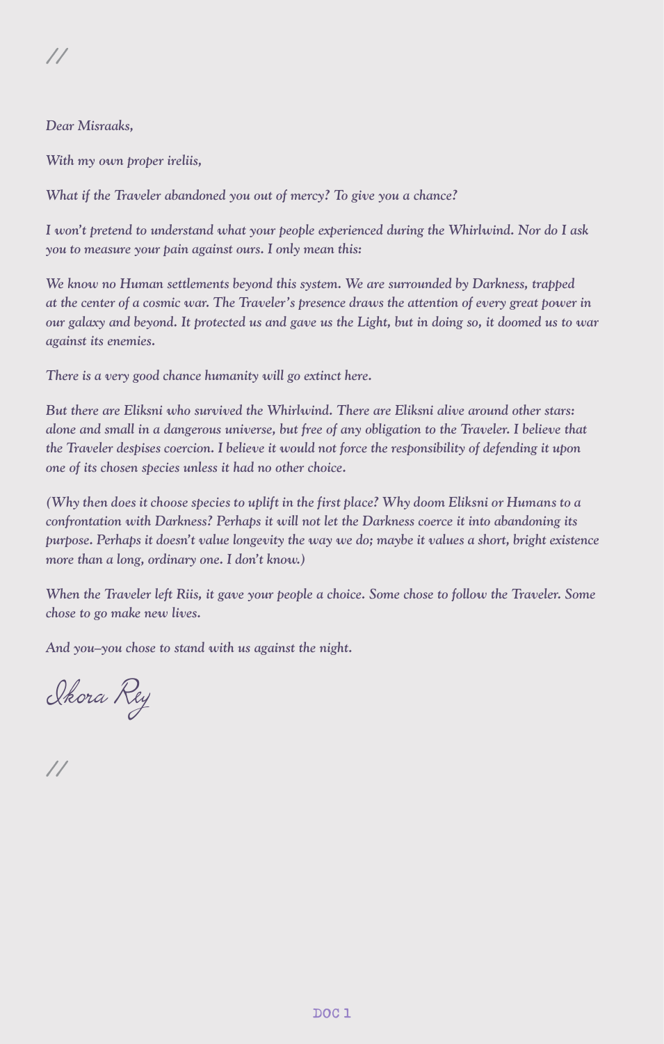//

*Dear Misraaks,*

*With my own proper ireliis,*

*What if the Traveler abandoned you out of mercy? To give you a chance?*

*I won't pretend to understand what your people experienced during the Whirlwind. Nor do I ask you to measure your pain against ours. I only mean this:*

*We know no Human settlements beyond this system. We are surrounded by Darkness, trapped at the center of a cosmic war. The Traveler's presence draws the attention of every great power in our galaxy and beyond. It protected us and gave us the Light, but in doing so, it doomed us to war against its enemies.*

*There is a very good chance humanity will go extinct here.*

*But there are Eliksni who survived the Whirlwind. There are Eliksni alive around other stars: alone and small in a dangerous universe, but free of any obligation to the Traveler. I believe that the Traveler despises coercion. I believe it would not force the responsibility of defending it upon one of its chosen species unless it had no other choice.*

*(Why then does it choose species to uplift in the first place? Why doom Eliksni or Humans to a confrontation with Darkness? Perhaps it will not let the Darkness coerce it into abandoning its purpose. Perhaps it doesn't value longevity the way we do; maybe it values a short, bright existence more than a long, ordinary one. I don't know.)*

*When the Traveler left Riis, it gave your people a choice. Some chose to follow the Traveler. Some chose to go make new lives.*

*And you–you chose to stand with us against the night.*

*Ikora Rey*

//

DOC 1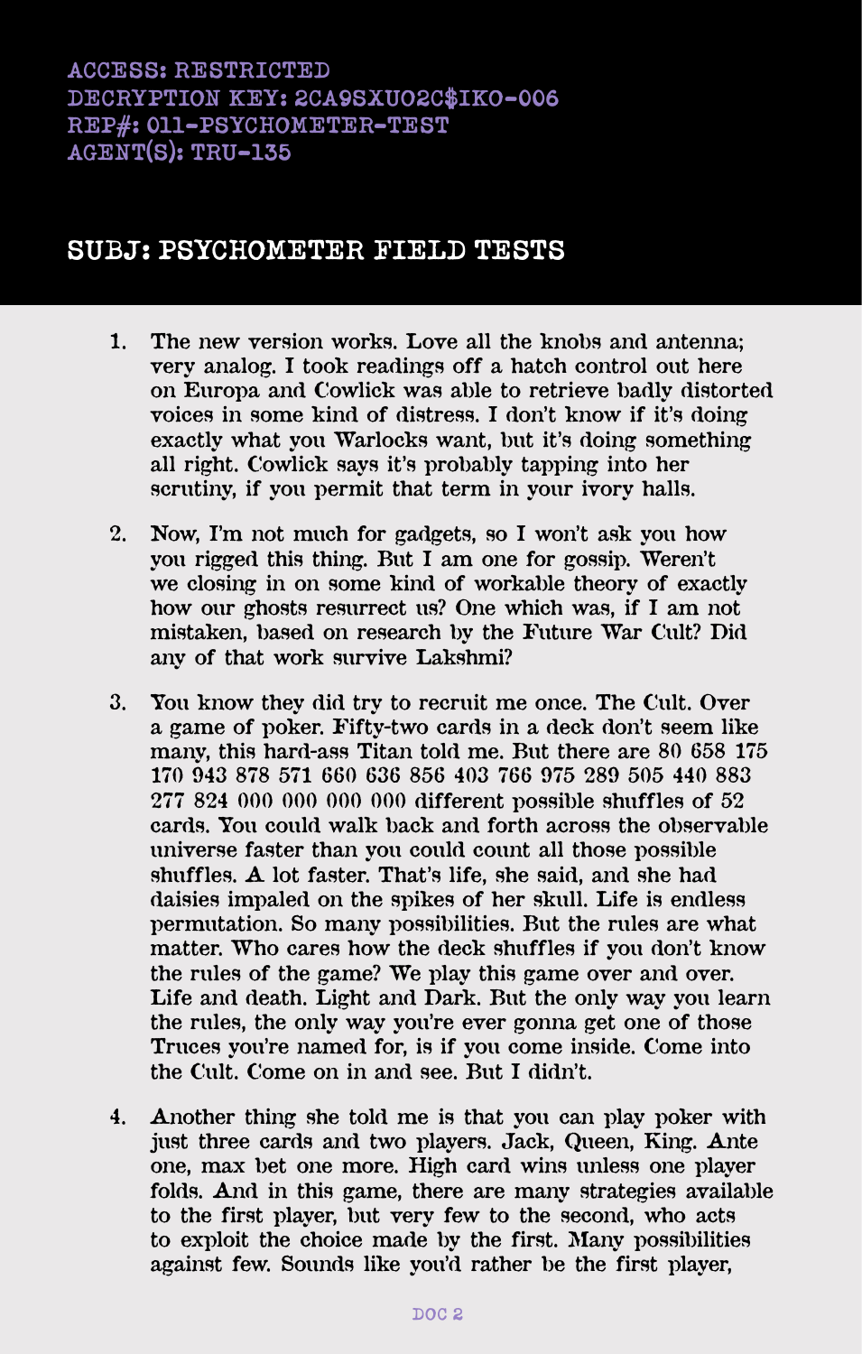ACCESS: RESTRICTED
DECRYPTION KEY: 2CA9SXUO2C$IKO-006
REP#: 011-PSYCHOMETER-TEST
AGENT(S): TRU-135

## SUBJ: PSYCHOMETER FIELD TESTS

1. The new version works. Love all the knobs and antenna; very analog. I took readings off a hatch control out here on Europa and Cowlick was able to retrieve badly distorted voices in some kind of distress. I don't know if it's doing exactly what you Warlocks want, but it's doing something all right. Cowlick says it's probably tapping into her scrutiny, if you permit that term in your ivory halls.

2. Now, I'm not much for gadgets, so I won't ask you how you rigged this thing. But I am one for gossip. Weren't we closing in on some kind of workable theory of exactly how our ghosts resurrect us? One which was, if I am not mistaken, based on research by the Future War Cult? Did any of that work survive Lakshmi?

3. You know they did try to recruit me once. The Cult. Over a game of poker. Fifty-two cards in a deck don't seem like many, this hard-ass Titan told me. But there are 80 658 175 170 943 878 571 660 636 856 403 766 975 289 505 440 883 277 824 000 000 000 000 different possible shuffles of 52 cards. You could walk back and forth across the observable universe faster than you could count all those possible shuffles. A lot faster. That's life, she said, and she had daisies impaled on the spikes of her skull. Life is endless permutation. So many possibilities. But the rules are what matter. Who cares how the deck shuffles if you don't know the rules of the game? We play this game over and over. Life and death. Light and Dark. But the only way you learn the rules, the only way you're ever gonna get one of those Truces you're named for, is if you come inside. Come into the Cult. Come on in and see. But I didn't.

4. Another thing she told me is that you can play poker with just three cards and two players. Jack, Queen, King. Ante one, max bet one more. High card wins unless one player folds. And in this game, there are many strategies available to the first player, but very few to the second, who acts to exploit the choice made by the first. Many possibilities against few. Sounds like you'd rather be the first player,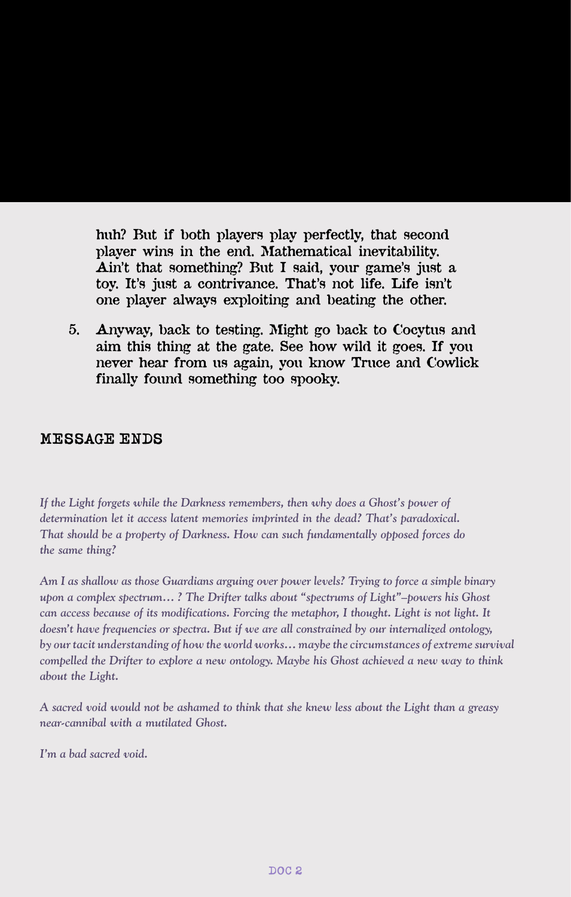huh? But if both players play perfectly, that second player wins in the end. Mathematical inevitability. Ain't that something? But I said, your game's just a toy. It's just a contrivance. That's not life. Life isn't one player always exploiting and beating the other.

5. Anyway, back to testing. Might go back to Cocytus and aim this thing at the gate. See how wild it goes. If you never hear from us again, you know Truce and Cowlick finally found something too spooky.

## MESSAGE ENDS

*If the Light forgets while the Darkness remembers, then why does a Ghost's power of determination let it access latent memories imprinted in the dead? That's paradoxical. That should be a property of Darkness. How can such fundamentally opposed forces do the same thing?*

*Am I as shallow as those Guardians arguing over power levels? Trying to force a simple binary upon a complex spectrum… ? The Drifter talks about "spectrums of Light"–powers his Ghost can access because of its modifications. Forcing the metaphor, I thought. Light is not light. It doesn't have frequencies or spectra. But if we are all constrained by our internalized ontology, by our tacit understanding of how the world works… maybe the circumstances of extreme survival compelled the Drifter to explore a new ontology. Maybe his Ghost achieved a new way to think about the Light.*

*A sacred void would not be ashamed to think that she knew less about the Light than a greasy near-cannibal with a mutilated Ghost.*

*I'm a bad sacred void.*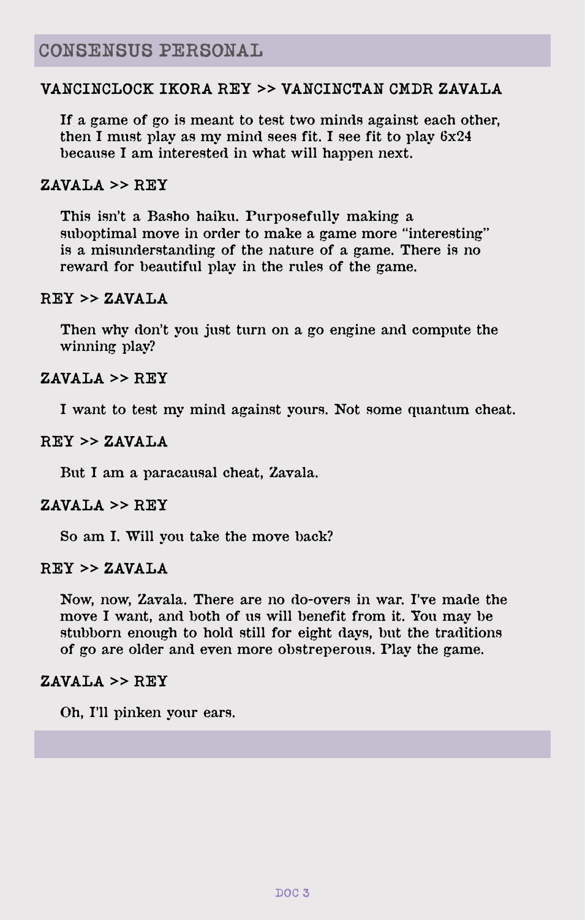## CONSENSUS PERSONAL

### VANCINCLOCK IKORA REY >> VANCINCTAN CMDR ZAVALA

If a game of go is meant to test two minds against each other, then I must play as my mind sees fit. I see fit to play 6x24 because I am interested in what will happen next.

### ZAVALA >> REY

This isn't a Basho haiku. Purposefully making a suboptimal move in order to make a game more "interesting" is a misunderstanding of the nature of a game. There is no reward for beautiful play in the rules of the game.

### REY >> ZAVALA

Then why don't you just turn on a go engine and compute the winning play?

### ZAVALA >> REY

I want to test my mind against yours. Not some quantum cheat.

### REY >> ZAVALA

But I am a paracausal cheat, Zavala.

### ZAVALA >> REY

So am I. Will you take the move back?

### REY >> ZAVALA

Now, now, Zavala. There are no do-overs in war. I've made the move I want, and both of us will benefit from it. You may be stubborn enough to hold still for eight days, but the traditions of go are older and even more obstreperous. Play the game.

### ZAVALA >> REY

Oh, I'll pinken your ears.

DOC 3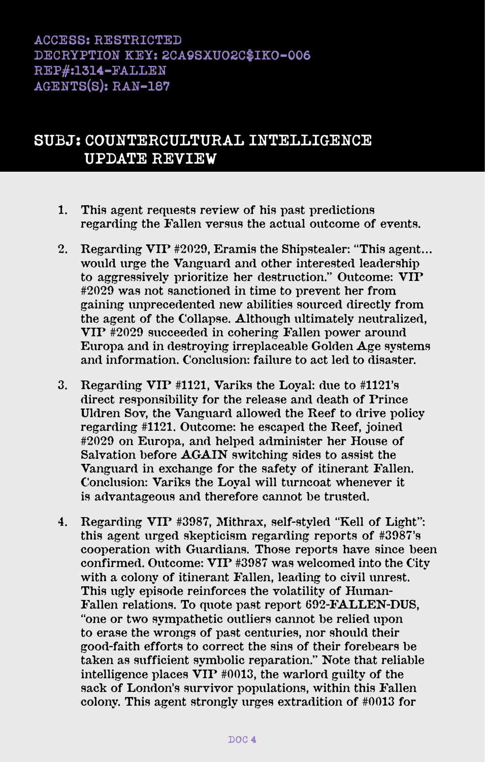ACCESS: RESTRICTED
DECRYPTION KEY: 2CA9SXUO2C$IKO-006
REP#:1314-FALLEN
AGENTS(S): RAN-187

## SUBJ: COUNTERCULTURAL INTELLIGENCE UPDATE REVIEW

1. This agent requests review of his past predictions regarding the Fallen versus the actual outcome of events.

2. Regarding VIP #2029, Eramis the Shipstealer: "This agent... would urge the Vanguard and other interested leadership to aggressively prioritize her destruction." Outcome: VIP #2029 was not sanctioned in time to prevent her from gaining unprecedented new abilities sourced directly from the agent of the Collapse. Although ultimately neutralized, VIP #2029 succeeded in cohering Fallen power around Europa and in destroying irreplaceable Golden Age systems and information. Conclusion: failure to act led to disaster.

3. Regarding VIP #1121, Variks the Loyal: due to #1121's direct responsibility for the release and death of Prince Uldren Sov, the Vanguard allowed the Reef to drive policy regarding #1121. Outcome: he escaped the Reef, joined #2029 on Europa, and helped administer her House of Salvation before **AGAIN** switching sides to assist the Vanguard in exchange for the safety of itinerant Fallen. Conclusion: Variks the Loyal will turncoat whenever it is advantageous and therefore cannot be trusted.

4. Regarding VIP #3987, Mithrax, self-styled "Kell of Light": this agent urged skepticism regarding reports of #3987's cooperation with Guardians. Those reports have since been confirmed. Outcome: VIP #3987 was welcomed into the City with a colony of itinerant Fallen, leading to civil unrest. This ugly episode reinforces the volatility of Human-Fallen relations. To quote past report 692-FALLEN-DUS, "one or two sympathetic outliers cannot be relied upon to erase the wrongs of past centuries, nor should their good-faith efforts to correct the sins of their forebears be taken as sufficient symbolic reparation." Note that reliable intelligence places VIP #0013, the warlord guilty of the sack of London's survivor populations, within this Fallen colony. This agent strongly urges extradition of #0013 for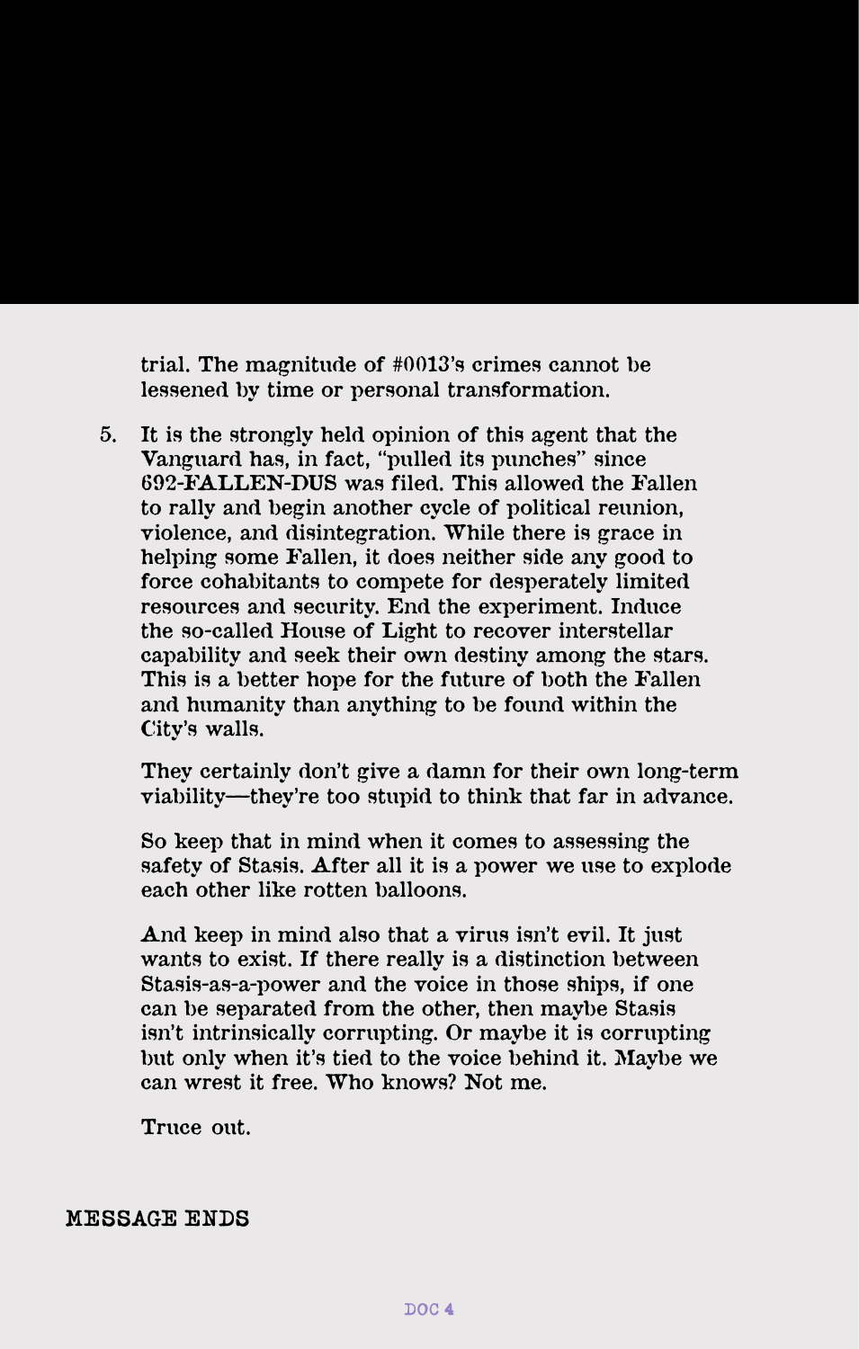trial. The magnitude of #0013's crimes cannot be lessened by time or personal transformation.

5. It is the strongly held opinion of this agent that the Vanguard has, in fact, "pulled its punches" since **692-FALLEN-DUS** was filed. This allowed the Fallen to rally and begin another cycle of political reunion, violence, and disintegration. While there is grace in helping some Fallen, it does neither side any good to force cohabitants to compete for desperately limited resources and security. End the experiment. Induce the so-called House of Light to recover interstellar capability and seek their own destiny among the stars. This is a better hope for the future of both the Fallen and humanity than anything to be found within the City's walls.

   They certainly don't give a damn for their own long-term viability—they're too stupid to think that far in advance.

   So keep that in mind when it comes to assessing the safety of Stasis. After all it is a power we use to explode each other like rotten balloons.

   And keep in mind also that a virus isn't evil. It just wants to exist. If there really is a distinction between Stasis-as-a-power and the voice in those ships, if one can be separated from the other, then maybe Stasis isn't intrinsically corrupting. Or maybe it is corrupting but only when it's tied to the voice behind it. Maybe we can wrest it free. Who knows? Not me.

   Truce out.

MESSAGE ENDS

DOC 4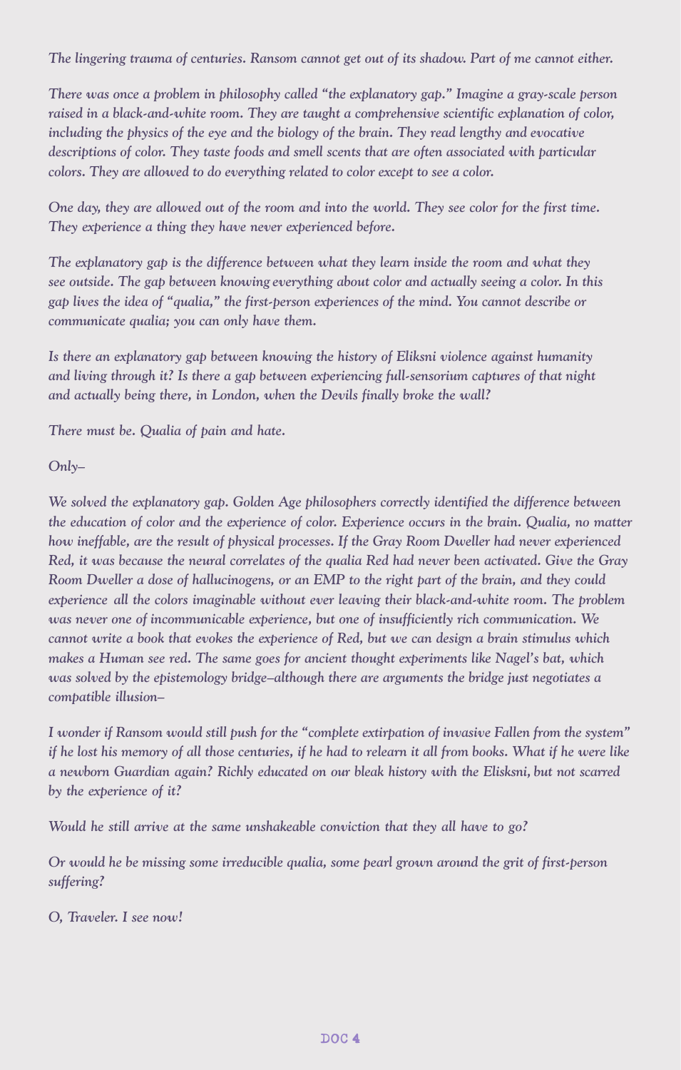*The lingering trauma of centuries. Ransom cannot get out of its shadow. Part of me cannot either.*

*There was once a problem in philosophy called "the explanatory gap." Imagine a gray-scale person raised in a black-and-white room. They are taught a comprehensive scientific explanation of color, including the physics of the eye and the biology of the brain. They read lengthy and evocative descriptions of color. They taste foods and smell scents that are often associated with particular colors. They are allowed to do everything related to color except to see a color.*

*One day, they are allowed out of the room and into the world. They see color for the first time. They experience a thing they have never experienced before.*

*The explanatory gap is the difference between what they learn inside the room and what they see outside. The gap between knowing everything about color and actually seeing a color. In this gap lives the idea of "qualia," the first-person experiences of the mind. You cannot describe or communicate qualia; you can only have them.*

*Is there an explanatory gap between knowing the history of Eliksni violence against humanity and living through it? Is there a gap between experiencing full-sensorium captures of that night and actually being there, in London, when the Devils finally broke the wall?*

*There must be. Qualia of pain and hate.*

*Only–*

*We solved the explanatory gap. Golden Age philosophers correctly identified the difference between the education of color and the experience of color. Experience occurs in the brain. Qualia, no matter how ineffable, are the result of physical processes. If the Gray Room Dweller had never experienced Red, it was because the neural correlates of the qualia Red had never been activated. Give the Gray Room Dweller a dose of hallucinogens, or an EMP to the right part of the brain, and they could experience all the colors imaginable without ever leaving their black-and-white room. The problem was never one of incommunicable experience, but one of insufficiently rich communication. We cannot write a book that evokes the experience of Red, but we can design a brain stimulus which makes a Human see red. The same goes for ancient thought experiments like Nagel's bat, which was solved by the epistemology bridge–although there are arguments the bridge just negotiates a compatible illusion–*

*I wonder if Ransom would still push for the "complete extirpation of invasive Fallen from the system" if he lost his memory of all those centuries, if he had to relearn it all from books. What if he were like a newborn Guardian again? Richly educated on our bleak history with the Elisksni, but not scarred by the experience of it?*

*Would he still arrive at the same unshakeable conviction that they all have to go?*

*Or would he be missing some irreducible qualia, some pearl grown around the grit of first-person suffering?*

*O, Traveler. I see now!*

**DOC 4**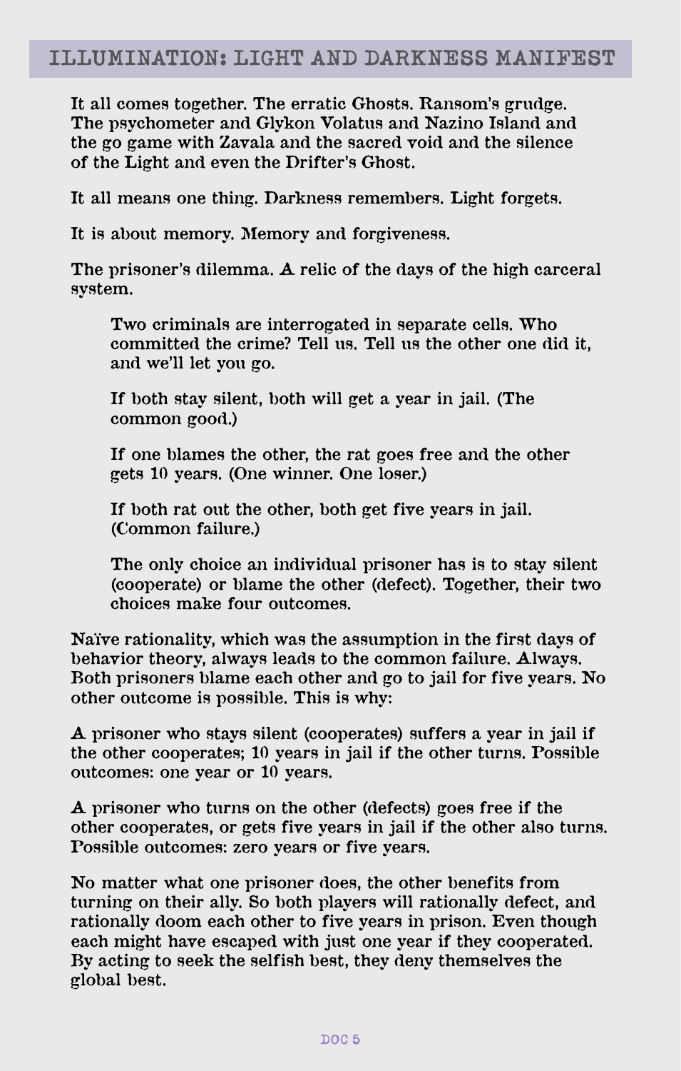## ILLUMINATION: LIGHT AND DARKNESS MANIFEST

It all comes together. The erratic Ghosts. Ransom's grudge. The psychometer and Glykon Volatus and Nazino Island and the go game with Zavala and the sacred void and the silence of the Light and even the Drifter's Ghost.

It all means one thing. Darkness remembers. Light forgets.

It is about memory. Memory and forgiveness.

The prisoner's dilemma. A relic of the days of the high carceral system.

> Two criminals are interrogated in separate cells. Who committed the crime? Tell us. Tell us the other one did it, and we'll let you go.
>
> If both stay silent, both will get a year in jail. (The common good.)
>
> If one blames the other, the rat goes free and the other gets 10 years. (One winner. One loser.)
>
> If both rat out the other, both get five years in jail. (Common failure.)
>
> The only choice an individual prisoner has is to stay silent (cooperate) or blame the other (defect). Together, their two choices make four outcomes.

Naïve rationality, which was the assumption in the first days of behavior theory, always leads to the common failure. Always. Both prisoners blame each other and go to jail for five years. No other outcome is possible. This is why:

A prisoner who stays silent (cooperates) suffers a year in jail if the other cooperates; 10 years in jail if the other turns. Possible outcomes: one year or 10 years.

A prisoner who turns on the other (defects) goes free if the other cooperates, or gets five years in jail if the other also turns. Possible outcomes: zero years or five years.

No matter what one prisoner does, the other benefits from turning on their ally. So both players will rationally defect, and rationally doom each other to five years in prison. Even though each might have escaped with just one year if they cooperated. By acting to seek the selfish best, they deny themselves the global best.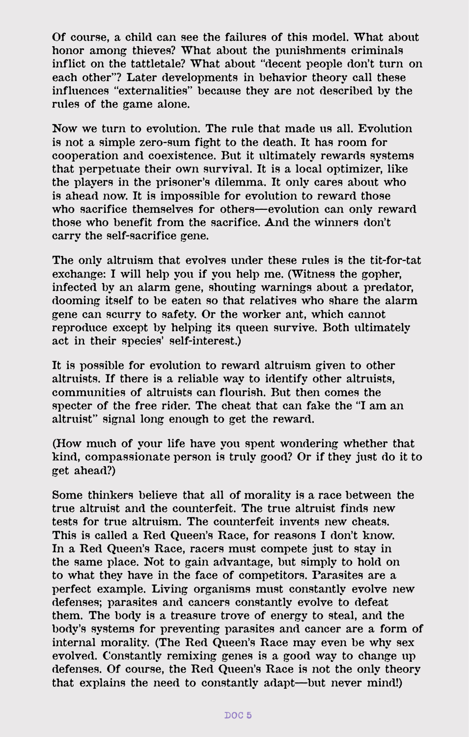Of course, a child can see the failures of this model. What about honor among thieves? What about the punishments criminals inflict on the tattletale? What about "decent people don't turn on each other"? Later developments in behavior theory call these influences "externalities" because they are not described by the rules of the game alone.

Now we turn to evolution. The rule that made us all. Evolution is not a simple zero-sum fight to the death. It has room for cooperation and coexistence. But it ultimately rewards systems that perpetuate their own survival. It is a local optimizer, like the players in the prisoner's dilemma. It only cares about who is ahead now. It is impossible for evolution to reward those who sacrifice themselves for others—evolution can only reward those who benefit from the sacrifice. And the winners don't carry the self-sacrifice gene.

The only altruism that evolves under these rules is the tit-for-tat exchange: I will help you if you help me. (Witness the gopher, infected by an alarm gene, shouting warnings about a predator, dooming itself to be eaten so that relatives who share the alarm gene can scurry to safety. Or the worker ant, which cannot reproduce except by helping its queen survive. Both ultimately act in their species' self-interest.)

It is possible for evolution to reward altruism given to other altruists. If there is a reliable way to identify other altruists, communities of altruists can flourish. But then comes the specter of the free rider. The cheat that can fake the "I am an altruist" signal long enough to get the reward.

(How much of your life have you spent wondering whether that kind, compassionate person is truly good? Or if they just do it to get ahead?)

Some thinkers believe that all of morality is a race between the true altruist and the counterfeit. The true altruist finds new tests for true altruism. The counterfeit invents new cheats. This is called a Red Queen's Race, for reasons I don't know. In a Red Queen's Race, racers must compete just to stay in the same place. Not to gain advantage, but simply to hold on to what they have in the face of competitors. Parasites are a perfect example. Living organisms must constantly evolve new defenses; parasites and cancers constantly evolve to defeat them. The body is a treasure trove of energy to steal, and the body's systems for preventing parasites and cancer are a form of internal morality. (The Red Queen's Race may even be why sex evolved. Constantly remixing genes is a good way to change up defenses. Of course, the Red Queen's Race is not the only theory that explains the need to constantly adapt—but never mind!)

DOC 5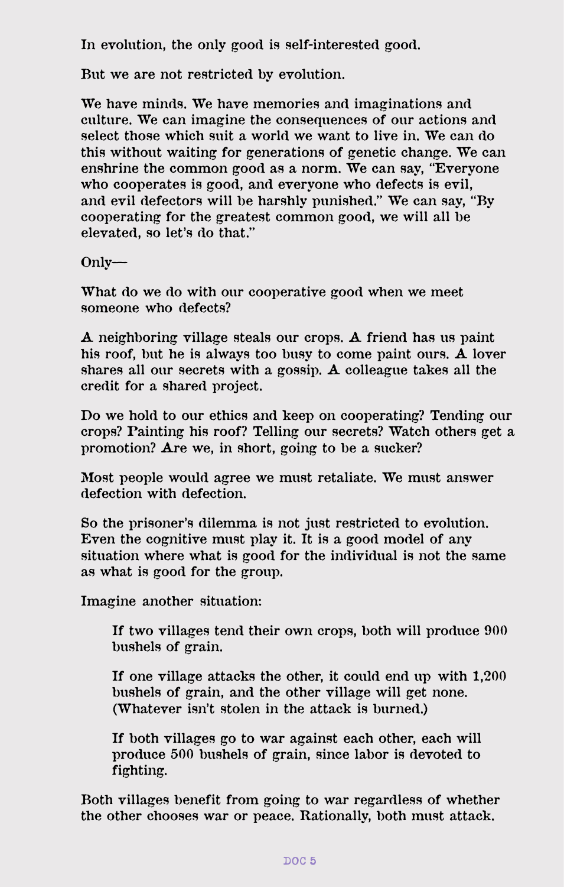In evolution, the only good is self-interested good.

But we are not restricted by evolution.

We have minds. We have memories and imaginations and culture. We can imagine the consequences of our actions and select those which suit a world we want to live in. We can do this without waiting for generations of genetic change. We can enshrine the common good as a norm. We can say, "Everyone who cooperates is good, and everyone who defects is evil, and evil defectors will be harshly punished." We can say, "By cooperating for the greatest common good, we will all be elevated, so let's do that."

Only—

What do we do with our cooperative good when we meet someone who defects?

A neighboring village steals our crops. A friend has us paint his roof, but he is always too busy to come paint ours. A lover shares all our secrets with a gossip. A colleague takes all the credit for a shared project.

Do we hold to our ethics and keep on cooperating? Tending our crops? Painting his roof? Telling our secrets? Watch others get a promotion? Are we, in short, going to be a sucker?

Most people would agree we must retaliate. We must answer defection with defection.

So the prisoner's dilemma is not just restricted to evolution. Even the cognitive must play it. It is a good model of any situation where what is good for the individual is not the same as what is good for the group.

Imagine another situation:

> If two villages tend their own crops, both will produce 900 bushels of grain.
>
> If one village attacks the other, it could end up with 1,200 bushels of grain, and the other village will get none. (Whatever isn't stolen in the attack is burned.)
>
> If both villages go to war against each other, each will produce 500 bushels of grain, since labor is devoted to fighting.

Both villages benefit from going to war regardless of whether the other chooses war or peace. Rationally, both must attack.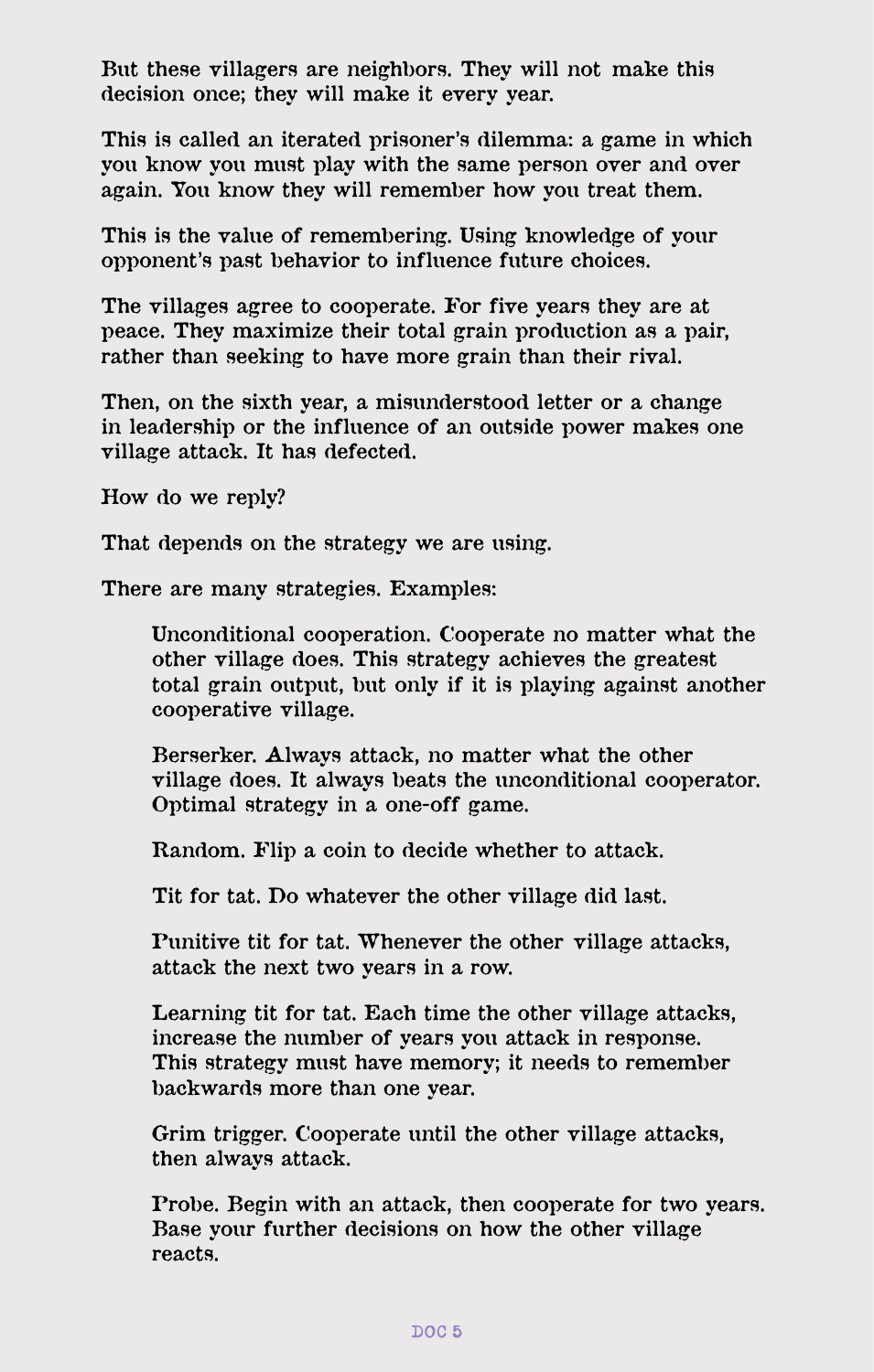But these villagers are neighbors. They will not make this decision once; they will make it every year.

This is called an iterated prisoner's dilemma: a game in which you know you must play with the same person over and over again. You know they will remember how you treat them.

This is the value of remembering. Using knowledge of your opponent's past behavior to influence future choices.

The villages agree to cooperate. For five years they are at peace. They maximize their total grain production as a pair, rather than seeking to have more grain than their rival.

Then, on the sixth year, a misunderstood letter or a change in leadership or the influence of an outside power makes one village attack. It has defected.

How do we reply?

That depends on the strategy we are using.

There are many strategies. Examples:

> Unconditional cooperation. Cooperate no matter what the other village does. This strategy achieves the greatest total grain output, but only if it is playing against another cooperative village.
>
> Berserker. Always attack, no matter what the other village does. It always beats the unconditional cooperator. Optimal strategy in a one-off game.
>
> Random. Flip a coin to decide whether to attack.
>
> Tit for tat. Do whatever the other village did last.
>
> Punitive tit for tat. Whenever the other village attacks, attack the next two years in a row.
>
> Learning tit for tat. Each time the other village attacks, increase the number of years you attack in response. This strategy must have memory; it needs to remember backwards more than one year.
>
> Grim trigger. Cooperate until the other village attacks, then always attack.
>
> Probe. Begin with an attack, then cooperate for two years. Base your further decisions on how the other village reacts.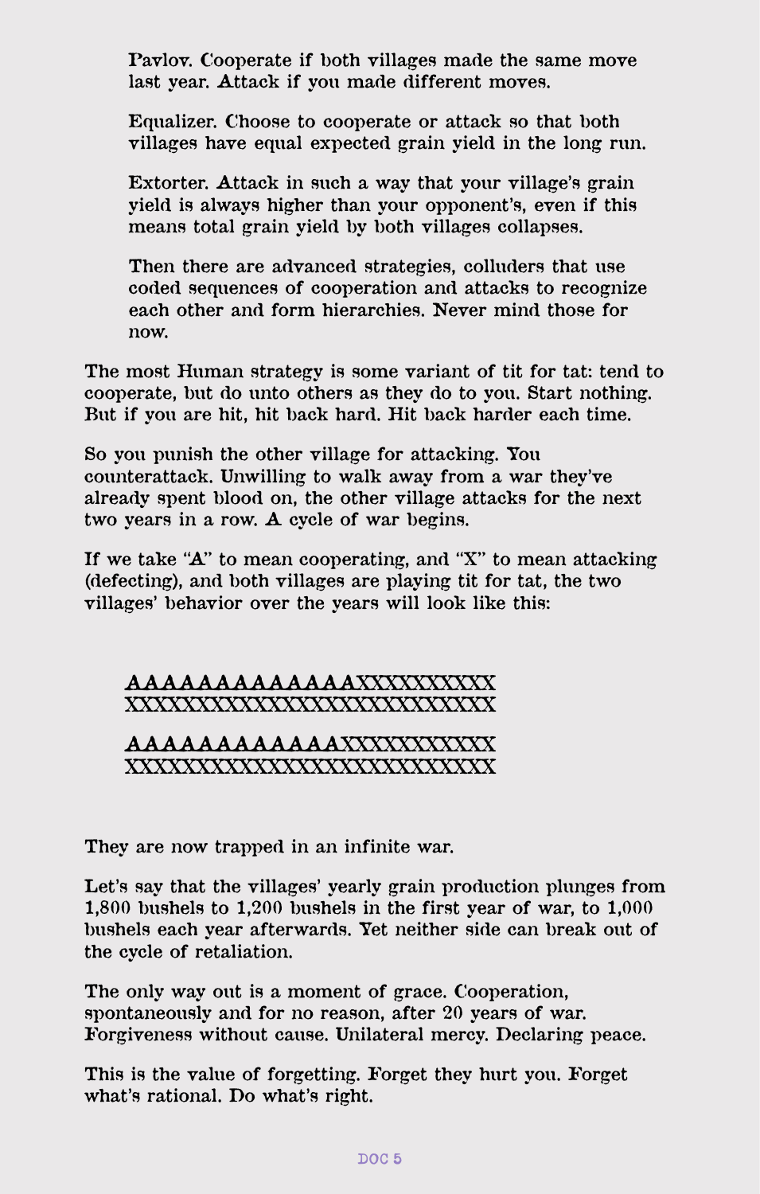> Pavlov. Cooperate if both villages made the same move last year. Attack if you made different moves.
>
> Equalizer. Choose to cooperate or attack so that both villages have equal expected grain yield in the long run.
>
> Extorter. Attack in such a way that your village's grain yield is always higher than your opponent's, even if this means total grain yield by both villages collapses.
>
> Then there are advanced strategies, colluders that use coded sequences of cooperation and attacks to recognize each other and form hierarchies. Never mind those for now.

The most Human strategy is some variant of tit for tat: tend to cooperate, but do unto others as they do to you. Start nothing. But if you are hit, hit back hard. Hit back harder each time.

So you punish the other village for attacking. You counterattack. Unwilling to walk away from a war they've already spent blood on, the other village attacks for the next two years in a row. A cycle of war begins.

If we take "A" to mean cooperating, and "X" to mean attacking (defecting), and both villages are playing tit for tat, the two villages' behavior over the years will look like this:

AAAAAAAAAAAAXXXXXXXXXX
XXXXXXXXXXXXXXXXXXXXXXXX

AAAAAAAAAAAAXXXXXXXXXX
XXXXXXXXXXXXXXXXXXXXXXXX

They are now trapped in an infinite war.

Let's say that the villages' yearly grain production plunges from 1,800 bushels to 1,200 bushels in the first year of war, to 1,000 bushels each year afterwards. Yet neither side can break out of the cycle of retaliation.

The only way out is a moment of grace. Cooperation, spontaneously and for no reason, after 20 years of war. Forgiveness without cause. Unilateral mercy. Declaring peace.

This is the value of forgetting. Forget they hurt you. Forget what's rational. Do what's right.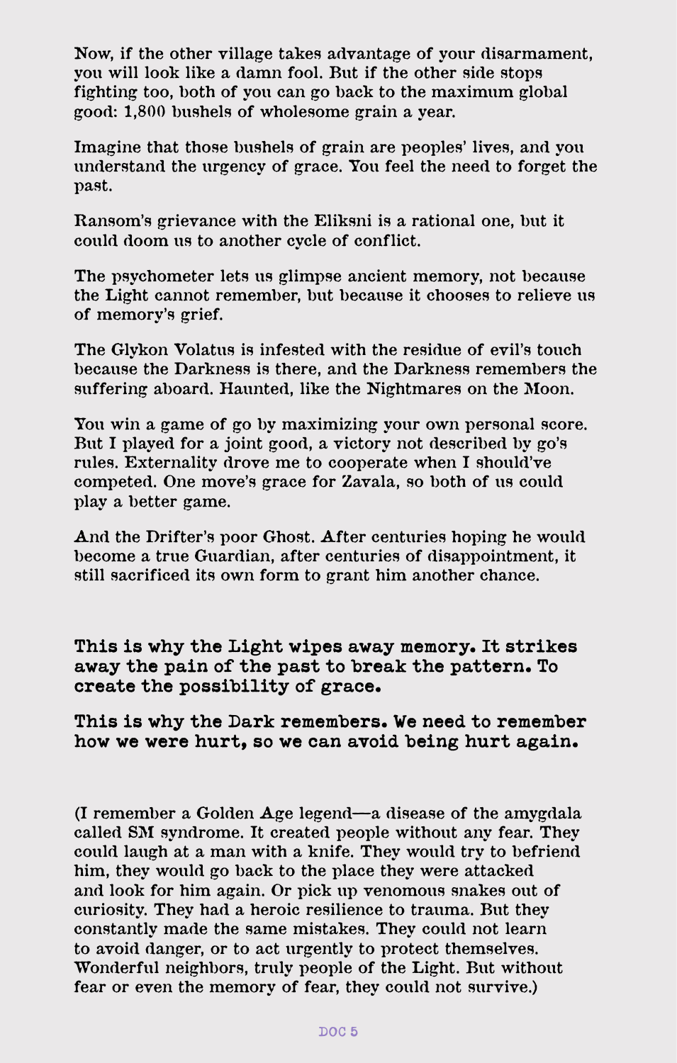Now, if the other village takes advantage of your disarmament, you will look like a damn fool. But if the other side stops fighting too, both of you can go back to the maximum global good: 1,800 bushels of wholesome grain a year.

Imagine that those bushels of grain are peoples' lives, and you understand the urgency of grace. You feel the need to forget the past.

Ransom's grievance with the Eliksni is a rational one, but it could doom us to another cycle of conflict.

The psychometer lets us glimpse ancient memory, not because the Light cannot remember, but because it chooses to relieve us of memory's grief.

The Glykon Volatus is infested with the residue of evil's touch because the Darkness is there, and the Darkness remembers the suffering aboard. Haunted, like the Nightmares on the Moon.

You win a game of go by maximizing your own personal score. But I played for a joint good, a victory not described by go's rules. Externality drove me to cooperate when I should've competed. One move's grace for Zavala, so both of us could play a better game.

And the Drifter's poor Ghost. After centuries hoping he would become a true Guardian, after centuries of disappointment, it still sacrificed its own form to grant him another chance.

**This is why the Light wipes away memory. It strikes away the pain of the past to break the pattern. To create the possibility of grace.**

**This is why the Dark remembers. We need to remember how we were hurt, so we can avoid being hurt again.**

(I remember a Golden Age legend—a disease of the amygdala called SM syndrome. It created people without any fear. They could laugh at a man with a knife. They would try to befriend him, they would go back to the place they were attacked and look for him again. Or pick up venomous snakes out of curiosity. They had a heroic resilience to trauma. But they constantly made the same mistakes. They could not learn to avoid danger, or to act urgently to protect themselves. Wonderful neighbors, truly people of the Light. But without fear or even the memory of fear, they could not survive.)

DOC 5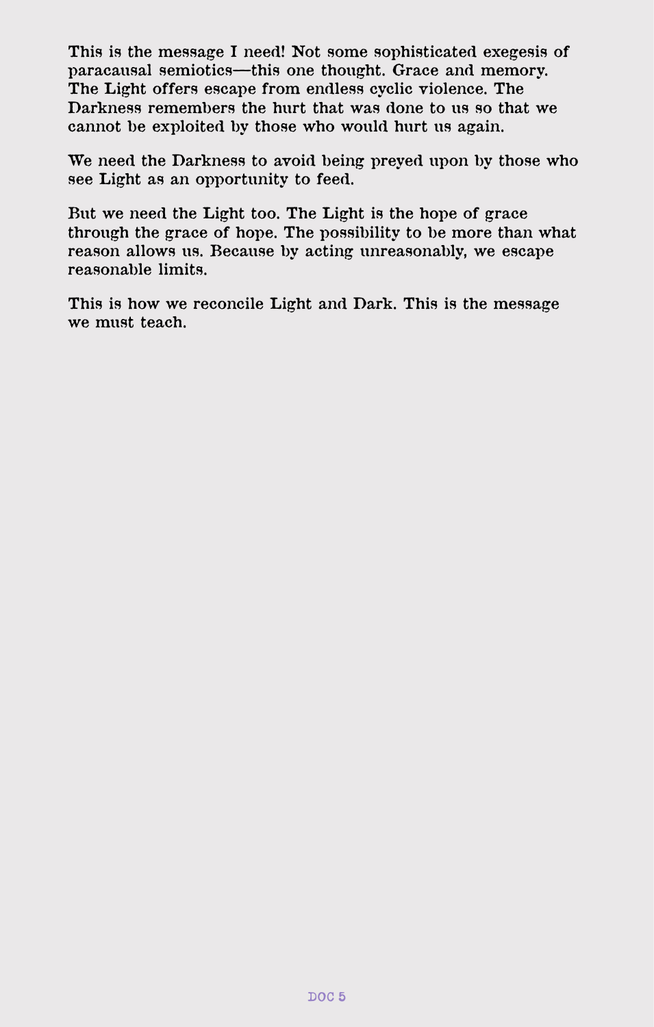This is the message I need! Not some sophisticated exegesis of paracausal semiotics—this one thought. Grace and memory. The Light offers escape from endless cyclic violence. The Darkness remembers the hurt that was done to us so that we cannot be exploited by those who would hurt us again.

We need the Darkness to avoid being preyed upon by those who see Light as an opportunity to feed.

But we need the Light too. The Light is the hope of grace through the grace of hope. The possibility to be more than what reason allows us. Because by acting unreasonably, we escape reasonable limits.

This is how we reconcile Light and Dark. This is the message we must teach.

DOC 5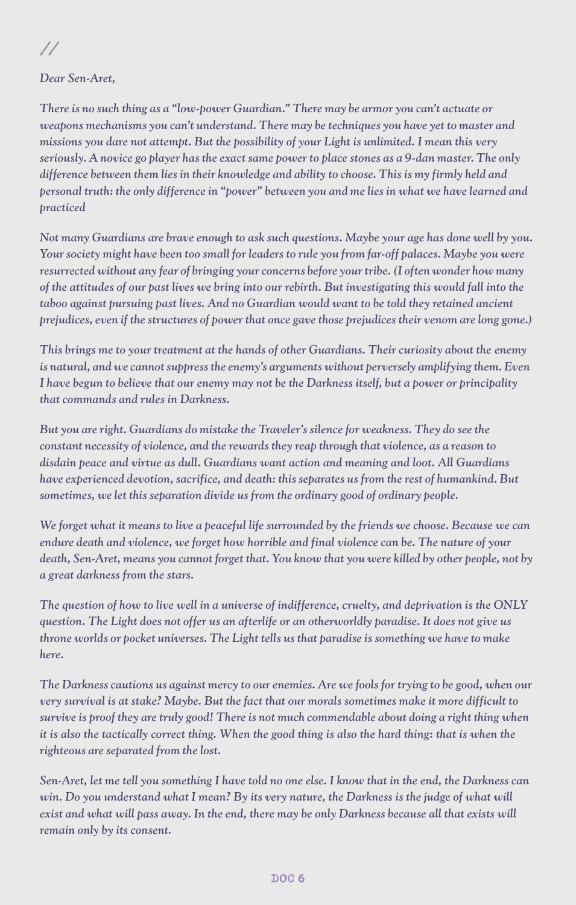//

*Dear Sen-Aret,*

*There is no such thing as a "low-power Guardian." There may be armor you can't actuate or weapons mechanisms you can't understand. There may be techniques you have yet to master and missions you dare not attempt. But the possibility of your Light is unlimited. I mean this very seriously. A novice go player has the exact same power to place stones as a 9-dan master. The only difference between them lies in their knowledge and ability to choose. This is my firmly held and personal truth: the only difference in "power" between you and me lies in what we have learned and practiced*

*Not many Guardians are brave enough to ask such questions. Maybe your age has done well by you. Your society might have been too small for leaders to rule you from far-off palaces. Maybe you were resurrected without any fear of bringing your concerns before your tribe. (I often wonder how many of the attitudes of our past lives we bring into our rebirth. But investigating this would fall into the taboo against pursuing past lives. And no Guardian would want to be told they retained ancient prejudices, even if the structures of power that once gave those prejudices their venom are long gone.)*

*This brings me to your treatment at the hands of other Guardians. Their curiosity about the enemy is natural, and we cannot suppress the enemy's arguments without perversely amplifying them. Even I have begun to believe that our enemy may not be the Darkness itself, but a power or principality that commands and rules in Darkness.*

*But you are right. Guardians do mistake the Traveler's silence for weakness. They do see the constant necessity of violence, and the rewards they reap through that violence, as a reason to disdain peace and virtue as dull. Guardians want action and meaning and loot. All Guardians have experienced devotion, sacrifice, and death: this separates us from the rest of humankind. But sometimes, we let this separation divide us from the ordinary good of ordinary people.*

*We forget what it means to live a peaceful life surrounded by the friends we choose. Because we can endure death and violence, we forget how horrible and final violence can be. The nature of your death, Sen-Aret, means you cannot forget that. You know that you were killed by other people, not by a great darkness from the stars.*

*The question of how to live well in a universe of indifference, cruelty, and deprivation is the ONLY question. The Light does not offer us an afterlife or an otherworldly paradise. It does not give us throne worlds or pocket universes. The Light tells us that paradise is something we have to make here.*

*The Darkness cautions us against mercy to our enemies. Are we fools for trying to be good, when our very survival is at stake? Maybe. But the fact that our morals sometimes make it more difficult to survive is proof they are truly good! There is not much commendable about doing a right thing when it is also the tactically correct thing. When the good thing is also the hard thing: that is when the righteous are separated from the lost.*

*Sen-Aret, let me tell you something I have told no one else. I know that in the end, the Darkness can win. Do you understand what I mean? By its very nature, the Darkness is the judge of what will exist and what will pass away. In the end, there may be only Darkness because all that exists will remain only by its consent.*

DOC 6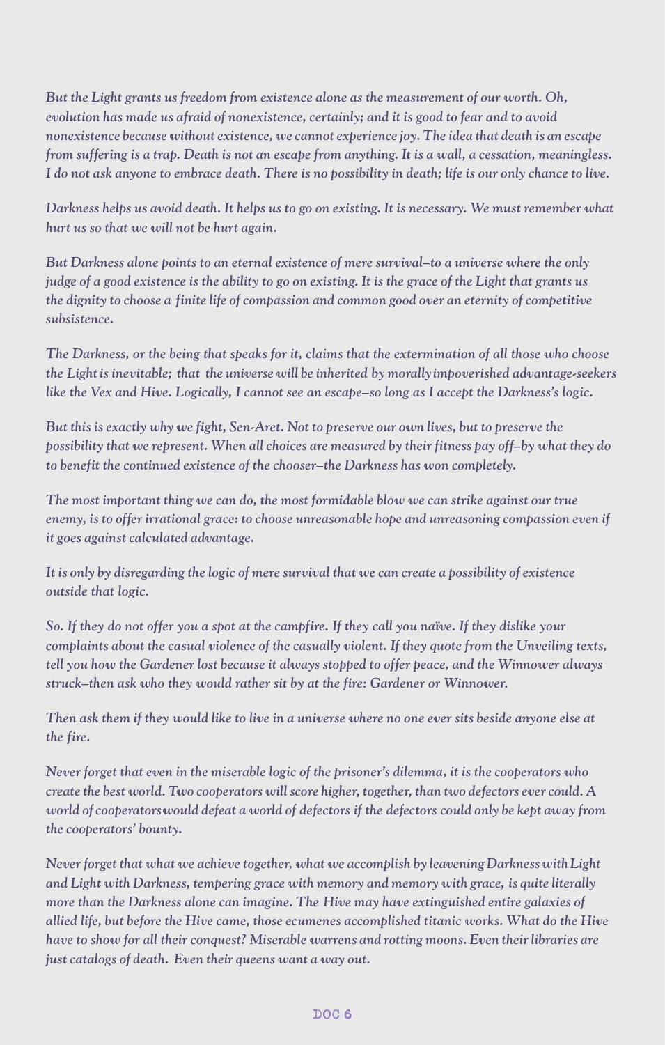*But the Light grants us freedom from existence alone as the measurement of our worth. Oh, evolution has made us afraid of nonexistence, certainly; and it is good to fear and to avoid nonexistence because without existence, we cannot experience joy. The idea that death is an escape from suffering is a trap. Death is not an escape from anything. It is a wall, a cessation, meaningless. I do not ask anyone to embrace death. There is no possibility in death; life is our only chance to live.*

*Darkness helps us avoid death. It helps us to go on existing. It is necessary. We must remember what hurt us so that we will not be hurt again.*

*But Darkness alone points to an eternal existence of mere survival–to a universe where the only judge of a good existence is the ability to go on existing. It is the grace of the Light that grants us the dignity to choose a finite life of compassion and common good over an eternity of competitive subsistence.*

*The Darkness, or the being that speaks for it, claims that the extermination of all those who choose the Light is inevitable; that the universe will be inherited by morally impoverished advantage-seekers like the Vex and Hive. Logically, I cannot see an escape–so long as I accept the Darkness's logic.*

*But this is exactly why we fight, Sen-Aret. Not to preserve our own lives, but to preserve the possibility that we represent. When all choices are measured by their fitness pay off–by what they do to benefit the continued existence of the chooser–the Darkness has won completely.*

*The most important thing we can do, the most formidable blow we can strike against our true enemy, is to offer irrational grace: to choose unreasonable hope and unreasoning compassion even if it goes against calculated advantage.*

*It is only by disregarding the logic of mere survival that we can create a possibility of existence outside that logic.*

*So. If they do not offer you a spot at the campfire. If they call you naïve. If they dislike your complaints about the casual violence of the casually violent. If they quote from the Unveiling texts, tell you how the Gardener lost because it always stopped to offer peace, and the Winnower always struck–then ask them who they would rather sit by at the fire: Gardener or Winnower.*

*Then ask them if they would like to live in a universe where no one ever sits beside anyone else at the fire.*

*Never forget that even in the miserable logic of the prisoner's dilemma, it is the cooperators who create the best world. Two cooperators will score higher, together, than two defectors ever could. A world of cooperators would defeat a world of defectors if the defectors could only be kept away from the cooperators' bounty.*

*Never forget that what we achieve together, what we accomplish by leavening Darkness with Light and Light with Darkness, tempering grace with memory and memory with grace, is quite literally more than the Darkness alone can imagine. The Hive may have extinguished entire galaxies of allied life, but before the Hive came, those ecumenes accomplished titanic works. What do the Hive have to show for all their conquest? Miserable warrens and rotting moons. Even their libraries are just catalogs of death. Even their queens want a way out.*

DOC 6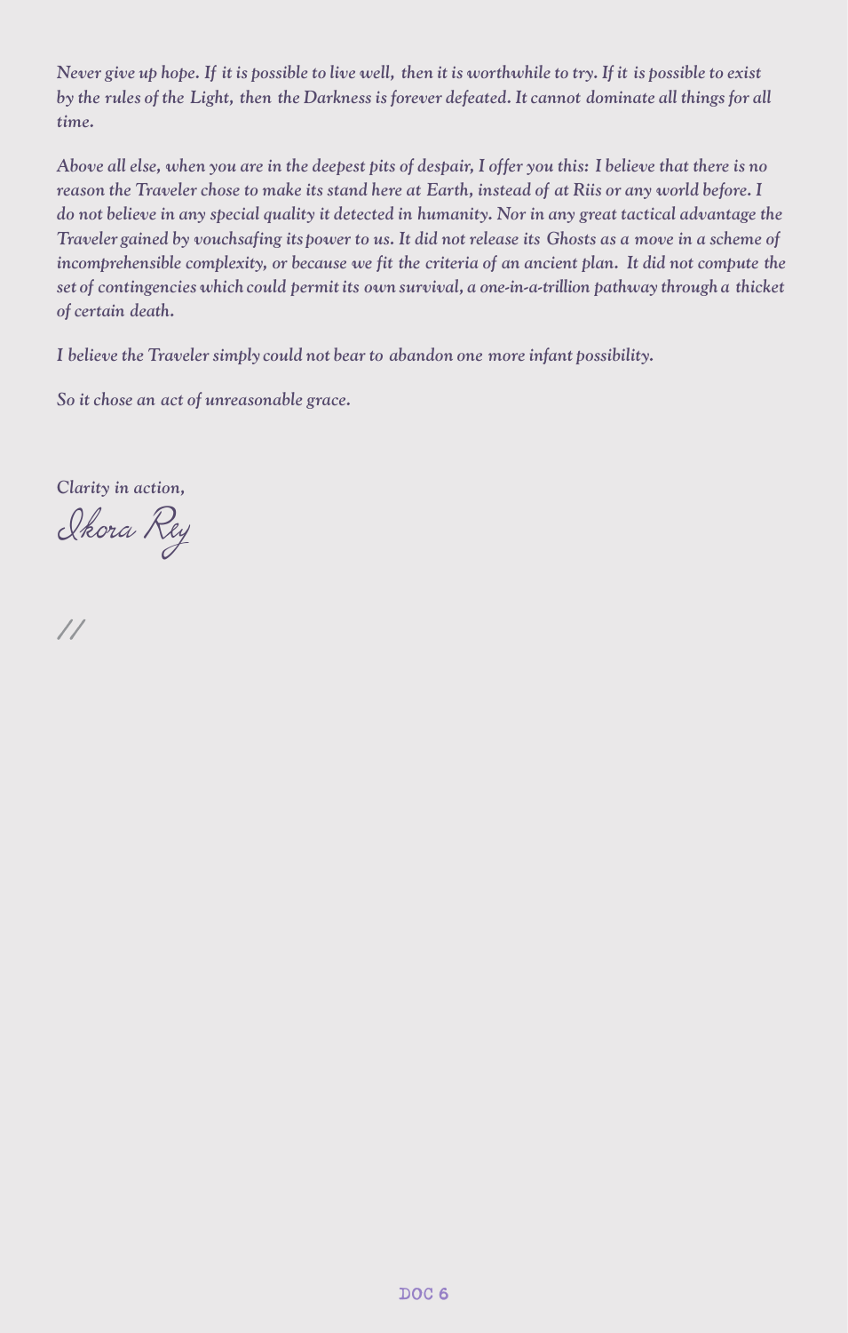*Never give up hope. If it is possible to live well, then it is worthwhile to try. If it is possible to exist by the rules of the Light, then the Darkness is forever defeated. It cannot dominate all things for all time.*

*Above all else, when you are in the deepest pits of despair, I offer you this: I believe that there is no reason the Traveler chose to make its stand here at Earth, instead of at Riis or any world before. I do not believe in any special quality it detected in humanity. Nor in any great tactical advantage the Traveler gained by vouchsafing its power to us. It did not release its Ghosts as a move in a scheme of incomprehensible complexity, or because we fit the criteria of an ancient plan. It did not compute the set of contingencies which could permit its own survival, a one-in-a-trillion pathway through a thicket of certain death.*

*I believe the Traveler simply could not bear to abandon one more infant possibility.*

*So it chose an act of unreasonable grace.*

*Clarity in action,*

*Ikora Rey*

//

DOC 6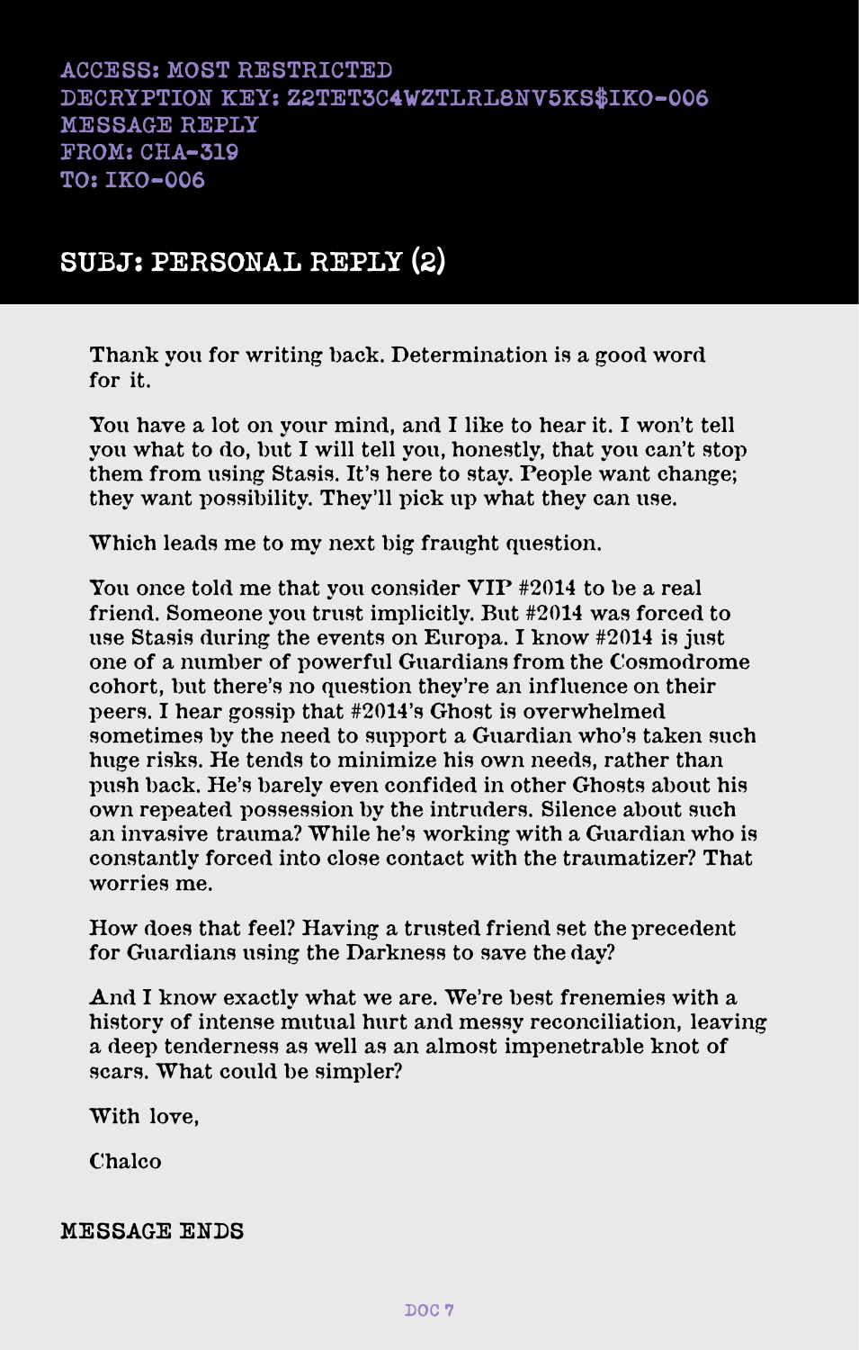ACCESS: MOST RESTRICTED
DECRYPTION KEY: Z2TET3C4WZTLRL8NV5KS$IKO-006
MESSAGE REPLY
FROM: CHA-319
TO: IKO-006

## SUBJ: PERSONAL REPLY (2)

Thank you for writing back. Determination is a good word for it.

You have a lot on your mind, and I like to hear it. I won't tell you what to do, but I will tell you, honestly, that you can't stop them from using Stasis. It's here to stay. People want change; they want possibility. They'll pick up what they can use.

Which leads me to my next big fraught question.

You once told me that you consider VIP #2014 to be a real friend. Someone you trust implicitly. But #2014 was forced to use Stasis during the events on Europa. I know #2014 is just one of a number of powerful Guardians from the Cosmodrome cohort, but there's no question they're an influence on their peers. I hear gossip that #2014's Ghost is overwhelmed sometimes by the need to support a Guardian who's taken such huge risks. He tends to minimize his own needs, rather than push back. He's barely even confided in other Ghosts about his own repeated possession by the intruders. Silence about such an invasive trauma? While he's working with a Guardian who is constantly forced into close contact with the traumatizer? That worries me.

How does that feel? Having a trusted friend set the precedent for Guardians using the Darkness to save the day?

And I know exactly what we are. We're best frenemies with a history of intense mutual hurt and messy reconciliation, leaving a deep tenderness as well as an almost impenetrable knot of scars. What could be simpler?

With love,

Chalco

MESSAGE ENDS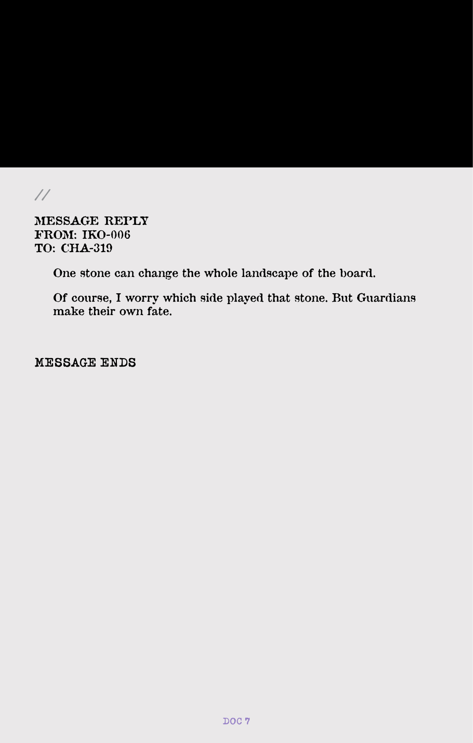//

**MESSAGE REPLY**
**FROM: IKO-006**
**TO: CHA-319**

One stone can change the whole landscape of the board.

Of course, I worry which side played that stone. But Guardians make their own fate.

**MESSAGE ENDS**

DOC 7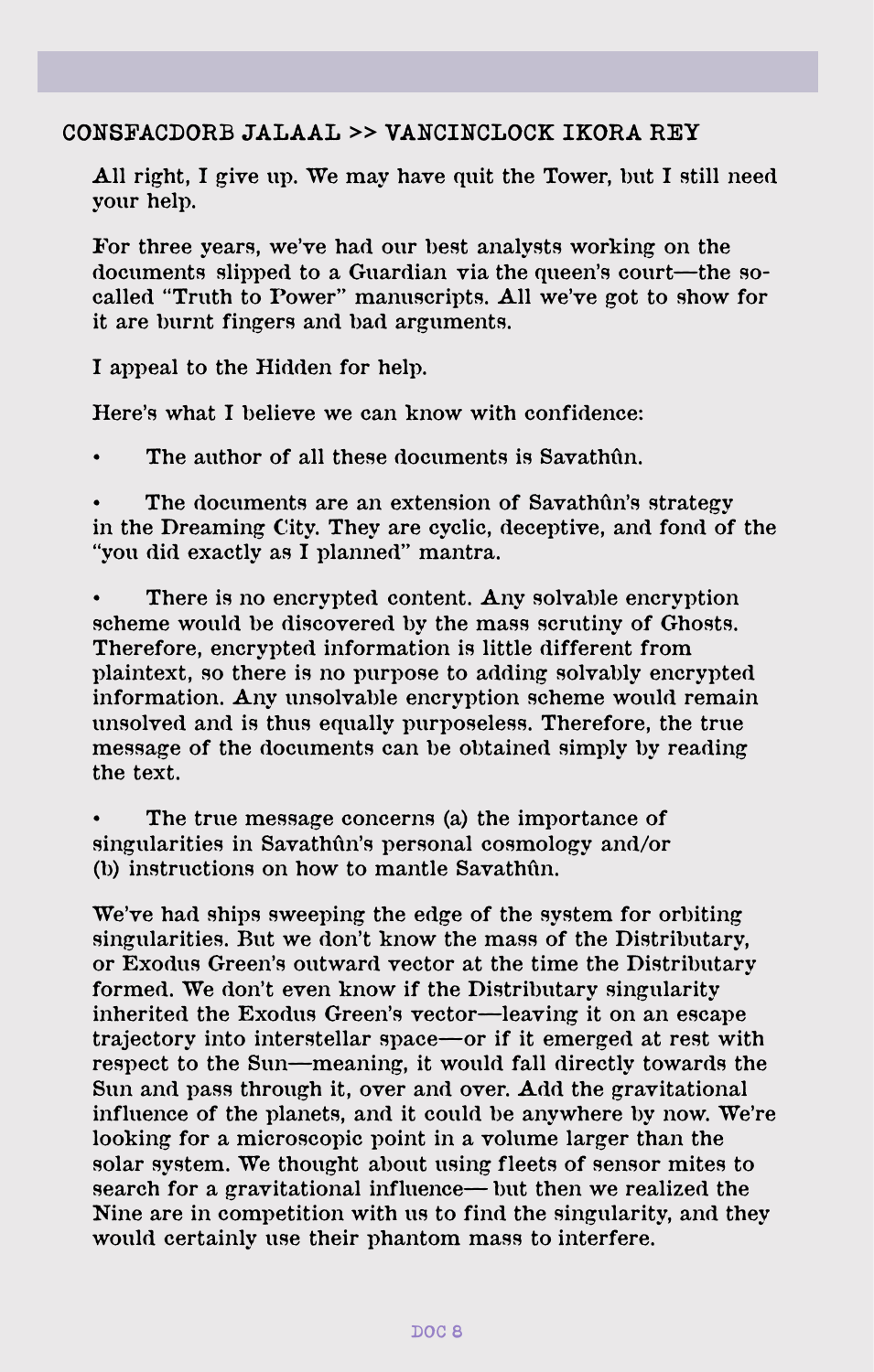CONSFACDORB JALAAL >> VANCINCLOCK IKORA REY

All right, I give up. We may have quit the Tower, but I still need your help.

For three years, we've had our best analysts working on the documents slipped to a Guardian via the queen's court—the so-called "Truth to Power" manuscripts. All we've got to show for it are burnt fingers and bad arguments.

I appeal to the Hidden for help.

Here's what I believe we can know with confidence:

- The author of all these documents is Savathûn.
- The documents are an extension of Savathûn's strategy in the Dreaming City. They are cyclic, deceptive, and fond of the "you did exactly as I planned" mantra.
- There is no encrypted content. Any solvable encryption scheme would be discovered by the mass scrutiny of Ghosts. Therefore, encrypted information is little different from plaintext, so there is no purpose to adding solvably encrypted information. Any unsolvable encryption scheme would remain unsolved and is thus equally purposeless. Therefore, the true message of the documents can be obtained simply by reading the text.
- The true message concerns (a) the importance of singularities in Savathûn's personal cosmology and/or (b) instructions on how to mantle Savathûn.

We've had ships sweeping the edge of the system for orbiting singularities. But we don't know the mass of the Distributary, or Exodus Green's outward vector at the time the Distributary formed. We don't even know if the Distributary singularity inherited the Exodus Green's vector—leaving it on an escape trajectory into interstellar space—or if it emerged at rest with respect to the Sun—meaning, it would fall directly towards the Sun and pass through it, over and over. Add the gravitational influence of the planets, and it could be anywhere by now. We're looking for a microscopic point in a volume larger than the solar system. We thought about using fleets of sensor mites to search for a gravitational influence— but then we realized the Nine are in competition with us to find the singularity, and they would certainly use their phantom mass to interfere.

DOC 8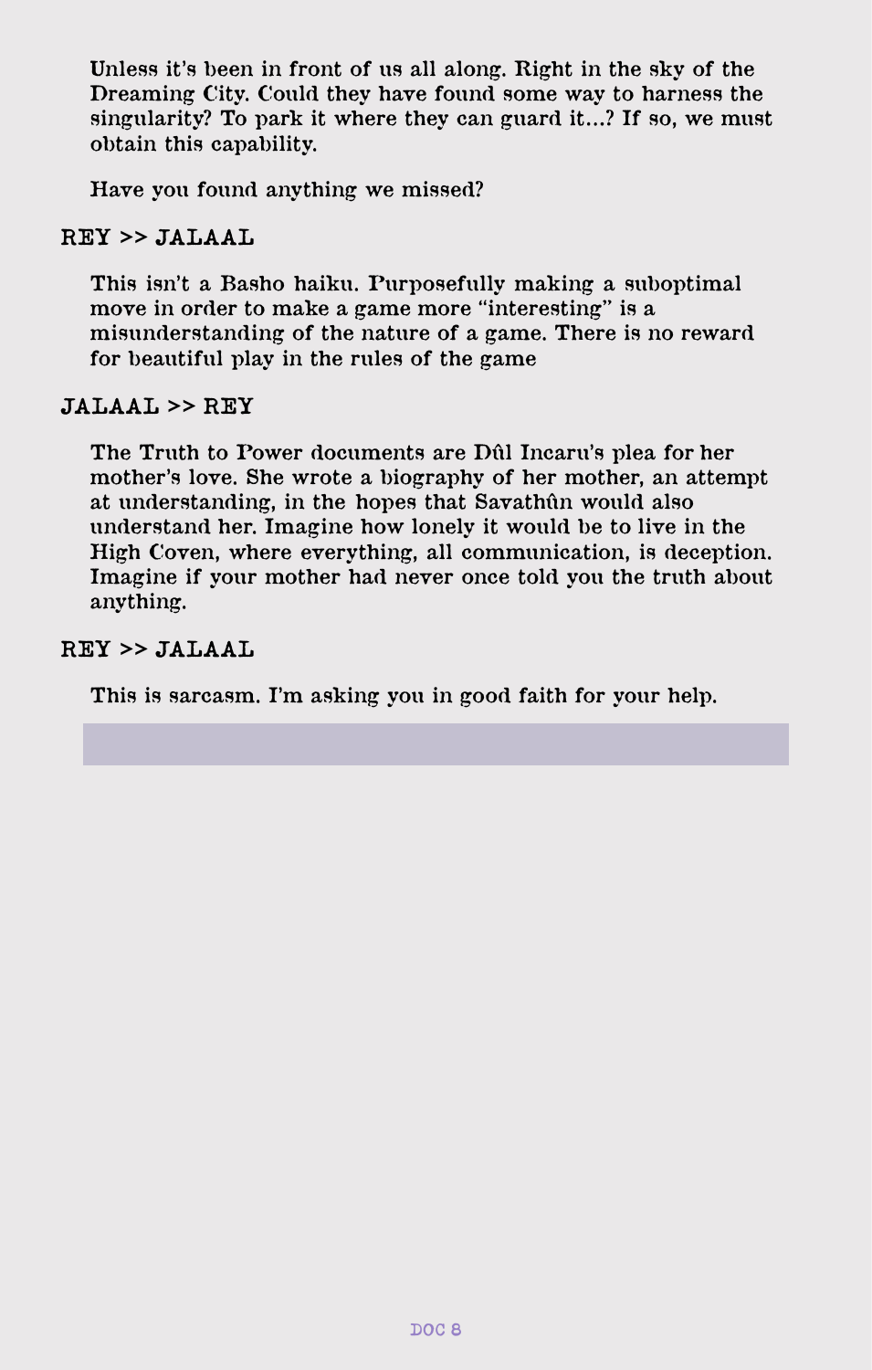Unless it's been in front of us all along. Right in the sky of the Dreaming City. Could they have found some way to harness the singularity? To park it where they can guard it…? If so, we must obtain this capability.

Have you found anything we missed?

**REY >> JALAAL**

This isn't a Basho haiku. Purposefully making a suboptimal move in order to make a game more "interesting" is a misunderstanding of the nature of a game. There is no reward for beautiful play in the rules of the game

**JALAAL >> REY**

The Truth to Power documents are Dûl Incaru's plea for her mother's love. She wrote a biography of her mother, an attempt at understanding, in the hopes that Savathûn would also understand her. Imagine how lonely it would be to live in the High Coven, where everything, all communication, is deception. Imagine if your mother had never once told you the truth about anything.

**REY >> JALAAL**

This is sarcasm. I'm asking you in good faith for your help.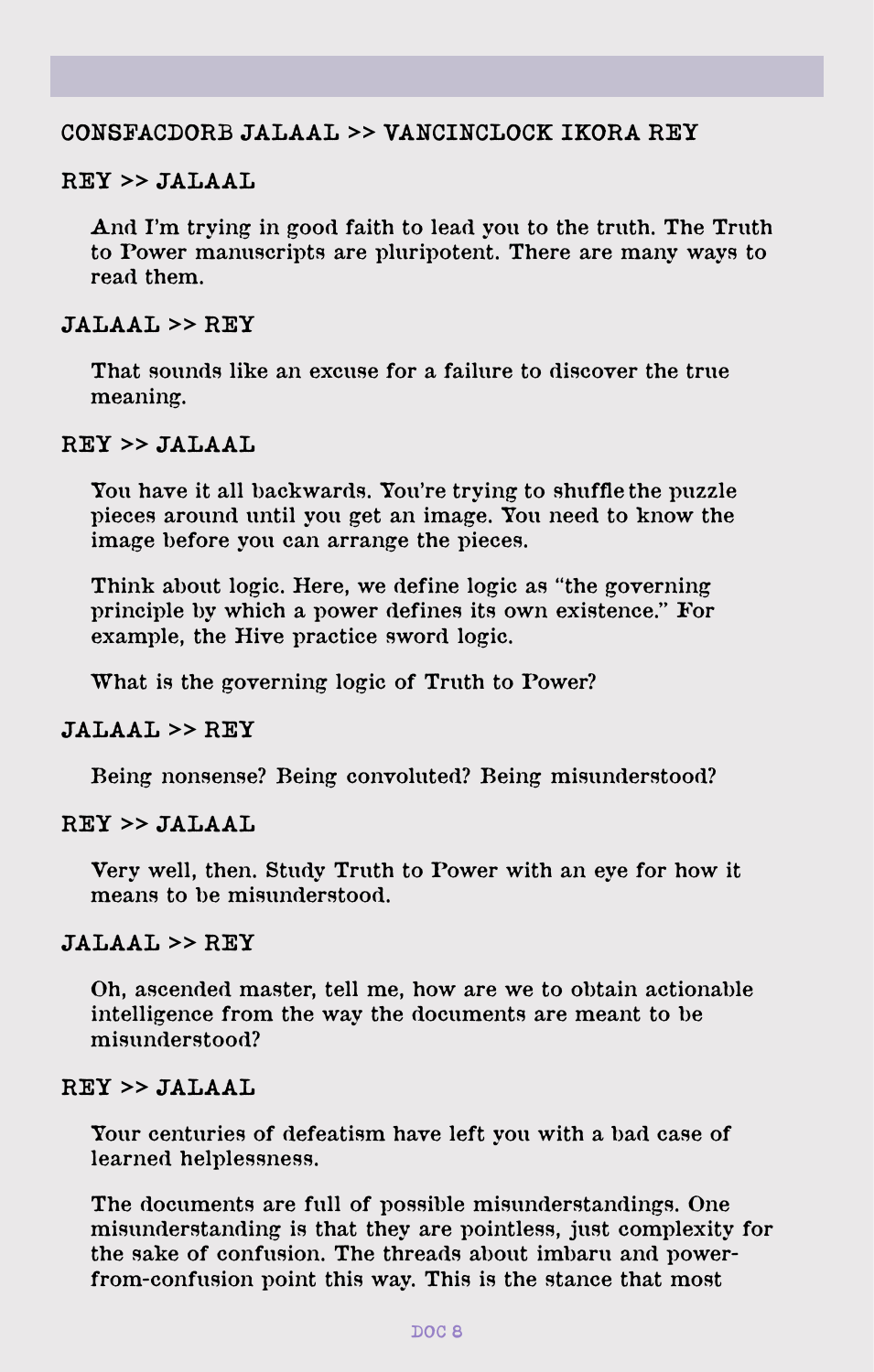CONSFACDORB JALAAL >> VANCINCLOCK IKORA REY

REY >> JALAAL

And I'm trying in good faith to lead you to the truth. The Truth to Power manuscripts are pluripotent. There are many ways to read them.

JALAAL >> REY

That sounds like an excuse for a failure to discover the true meaning.

REY >> JALAAL

You have it all backwards. You're trying to shuffle the puzzle pieces around until you get an image. You need to know the image before you can arrange the pieces.

Think about logic. Here, we define logic as "the governing principle by which a power defines its own existence." For example, the Hive practice sword logic.

What is the governing logic of Truth to Power?

JALAAL >> REY

Being nonsense? Being convoluted? Being misunderstood?

REY >> JALAAL

Very well, then. Study Truth to Power with an eye for how it means to be misunderstood.

JALAAL >> REY

Oh, ascended master, tell me, how are we to obtain actionable intelligence from the way the documents are meant to be misunderstood?

REY >> JALAAL

Your centuries of defeatism have left you with a bad case of learned helplessness.

The documents are full of possible misunderstandings. One misunderstanding is that they are pointless, just complexity for the sake of confusion. The threads about imbaru and power-from-confusion point this way. This is the stance that most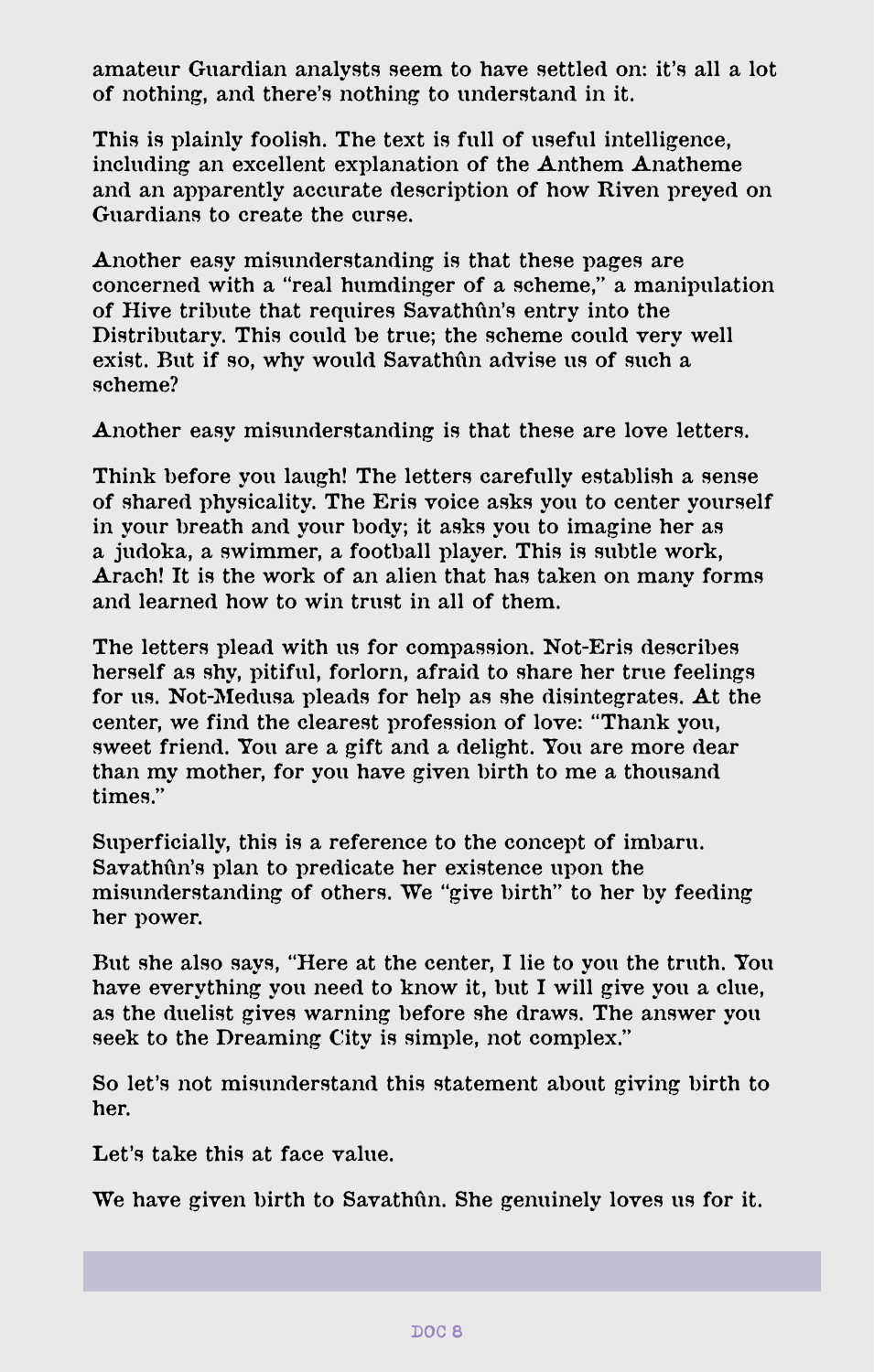amateur Guardian analysts seem to have settled on: it's all a lot of nothing, and there's nothing to understand in it.

This is plainly foolish. The text is full of useful intelligence, including an excellent explanation of the Anthem Anatheme and an apparently accurate description of how Riven preyed on Guardians to create the curse.

Another easy misunderstanding is that these pages are concerned with a "real humdinger of a scheme," a manipulation of Hive tribute that requires Savathûn's entry into the Distributary. This could be true; the scheme could very well exist. But if so, why would Savathûn advise us of such a scheme?

Another easy misunderstanding is that these are love letters.

Think before you laugh! The letters carefully establish a sense of shared physicality. The Eris voice asks you to center yourself in your breath and your body; it asks you to imagine her as a judoka, a swimmer, a football player. This is subtle work, Arach! It is the work of an alien that has taken on many forms and learned how to win trust in all of them.

The letters plead with us for compassion. Not-Eris describes herself as shy, pitiful, forlorn, afraid to share her true feelings for us. Not-Medusa pleads for help as she disintegrates. At the center, we find the clearest profession of love: "Thank you, sweet friend. You are a gift and a delight. You are more dear than my mother, for you have given birth to me a thousand times."

Superficially, this is a reference to the concept of imbaru. Savathûn's plan to predicate her existence upon the misunderstanding of others. We "give birth" to her by feeding her power.

But she also says, "Here at the center, I lie to you the truth. You have everything you need to know it, but I will give you a clue, as the duelist gives warning before she draws. The answer you seek to the Dreaming City is simple, not complex."

So let's not misunderstand this statement about giving birth to her.

Let's take this at face value.

We have given birth to Savathûn. She genuinely loves us for it.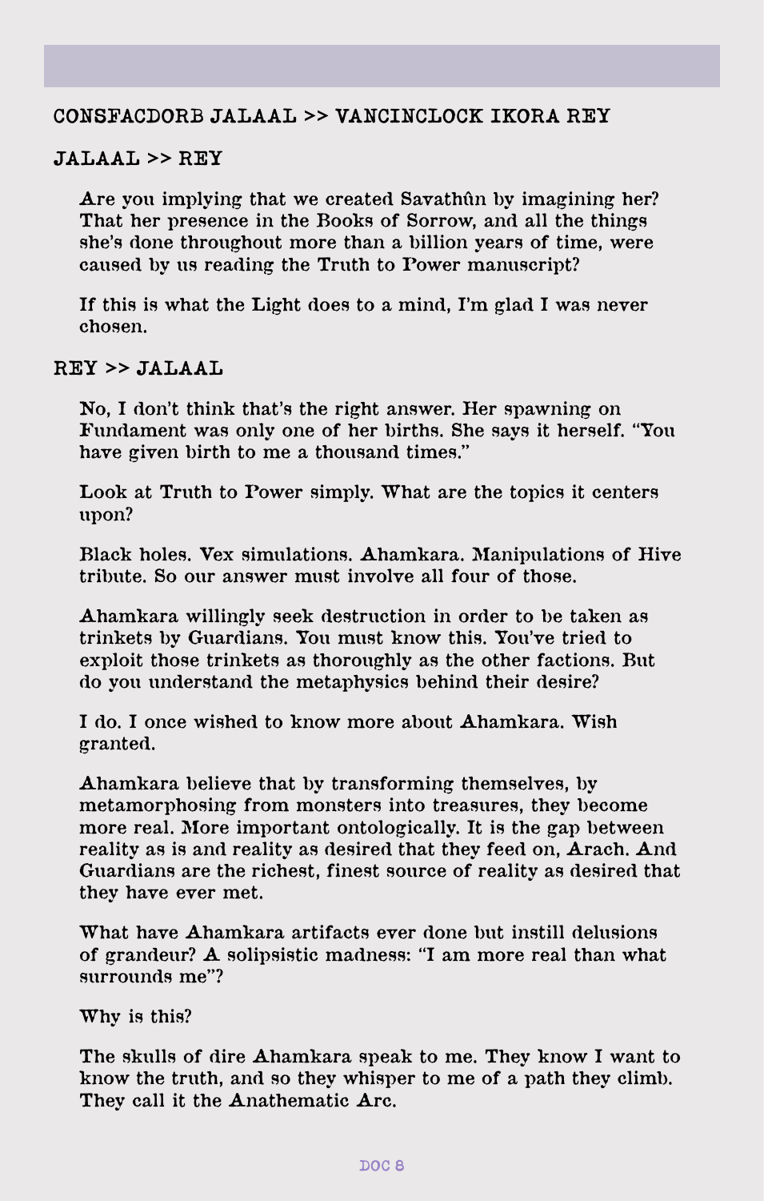## CONSFACDORB JALAAL >> VANCINCLOCK IKORA REY

### JALAAL >> REY

Are you implying that we created Savathûn by imagining her? That her presence in the Books of Sorrow, and all the things she's done throughout more than a billion years of time, were caused by us reading the Truth to Power manuscript?

If this is what the Light does to a mind, I'm glad I was never chosen.

### REY >> JALAAL

No, I don't think that's the right answer. Her spawning on Fundament was only one of her births. She says it herself. "You have given birth to me a thousand times."

Look at Truth to Power simply. What are the topics it centers upon?

Black holes. Vex simulations. Ahamkara. Manipulations of Hive tribute. So our answer must involve all four of those.

Ahamkara willingly seek destruction in order to be taken as trinkets by Guardians. You must know this. You've tried to exploit those trinkets as thoroughly as the other factions. But do you understand the metaphysics behind their desire?

I do. I once wished to know more about Ahamkara. Wish granted.

Ahamkara believe that by transforming themselves, by metamorphosing from monsters into treasures, they become more real. More important ontologically. It is the gap between reality as is and reality as desired that they feed on, Arach. And Guardians are the richest, finest source of reality as desired that they have ever met.

What have Ahamkara artifacts ever done but instill delusions of grandeur? A solipsistic madness: "I am more real than what surrounds me"?

Why is this?

The skulls of dire Ahamkara speak to me. They know I want to know the truth, and so they whisper to me of a path they climb. They call it the Anathematic Arc.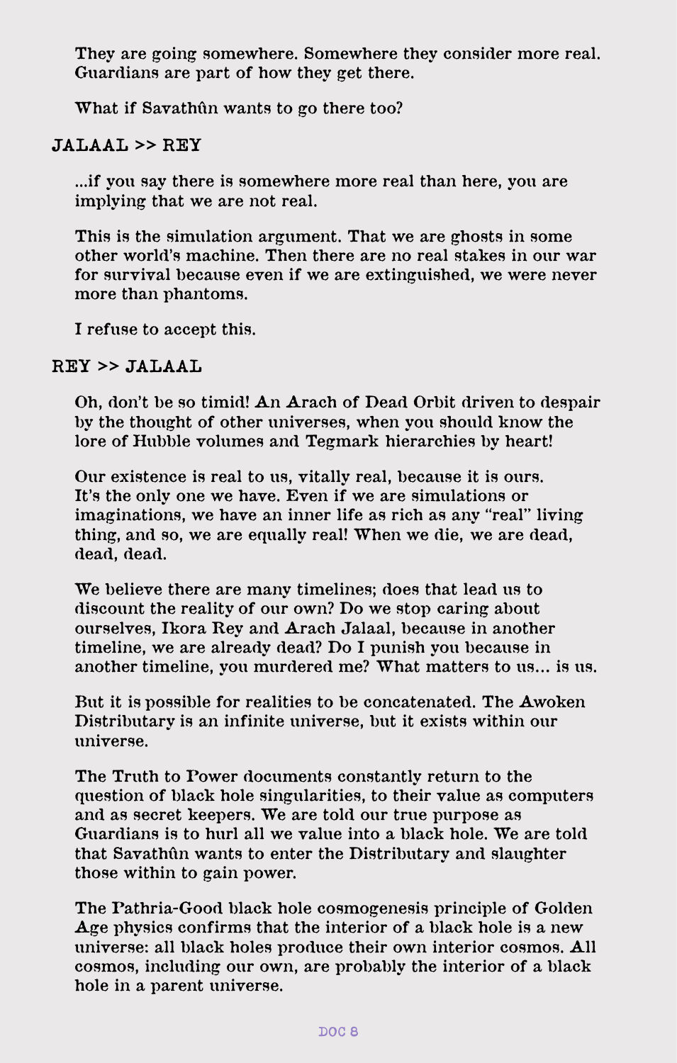They are going somewhere. Somewhere they consider more real. Guardians are part of how they get there.

What if Savathûn wants to go there too?

JALAAL >> REY

...if you say there is somewhere more real than here, you are implying that we are not real.

This is the simulation argument. That we are ghosts in some other world's machine. Then there are no real stakes in our war for survival because even if we are extinguished, we were never more than phantoms.

I refuse to accept this.

REY >> JALAAL

Oh, don't be so timid! An Arach of Dead Orbit driven to despair by the thought of other universes, when you should know the lore of Hubble volumes and Tegmark hierarchies by heart!

Our existence is real to us, vitally real, because it is ours. It's the only one we have. Even if we are simulations or imaginations, we have an inner life as rich as any "real" living thing, and so, we are equally real! When we die, we are dead, dead, dead.

We believe there are many timelines; does that lead us to discount the reality of our own? Do we stop caring about ourselves, Ikora Rey and Arach Jalaal, because in another timeline, we are already dead? Do I punish you because in another timeline, you murdered me? What matters to us... is us.

But it is possible for realities to be concatenated. The Awoken Distributary is an infinite universe, but it exists within our universe.

The Truth to Power documents constantly return to the question of black hole singularities, to their value as computers and as secret keepers. We are told our true purpose as Guardians is to hurl all we value into a black hole. We are told that Savathûn wants to enter the Distributary and slaughter those within to gain power.

The Pathria-Good black hole cosmogenesis principle of Golden Age physics confirms that the interior of a black hole is a new universe: all black holes produce their own interior cosmos. All cosmos, including our own, are probably the interior of a black hole in a parent universe.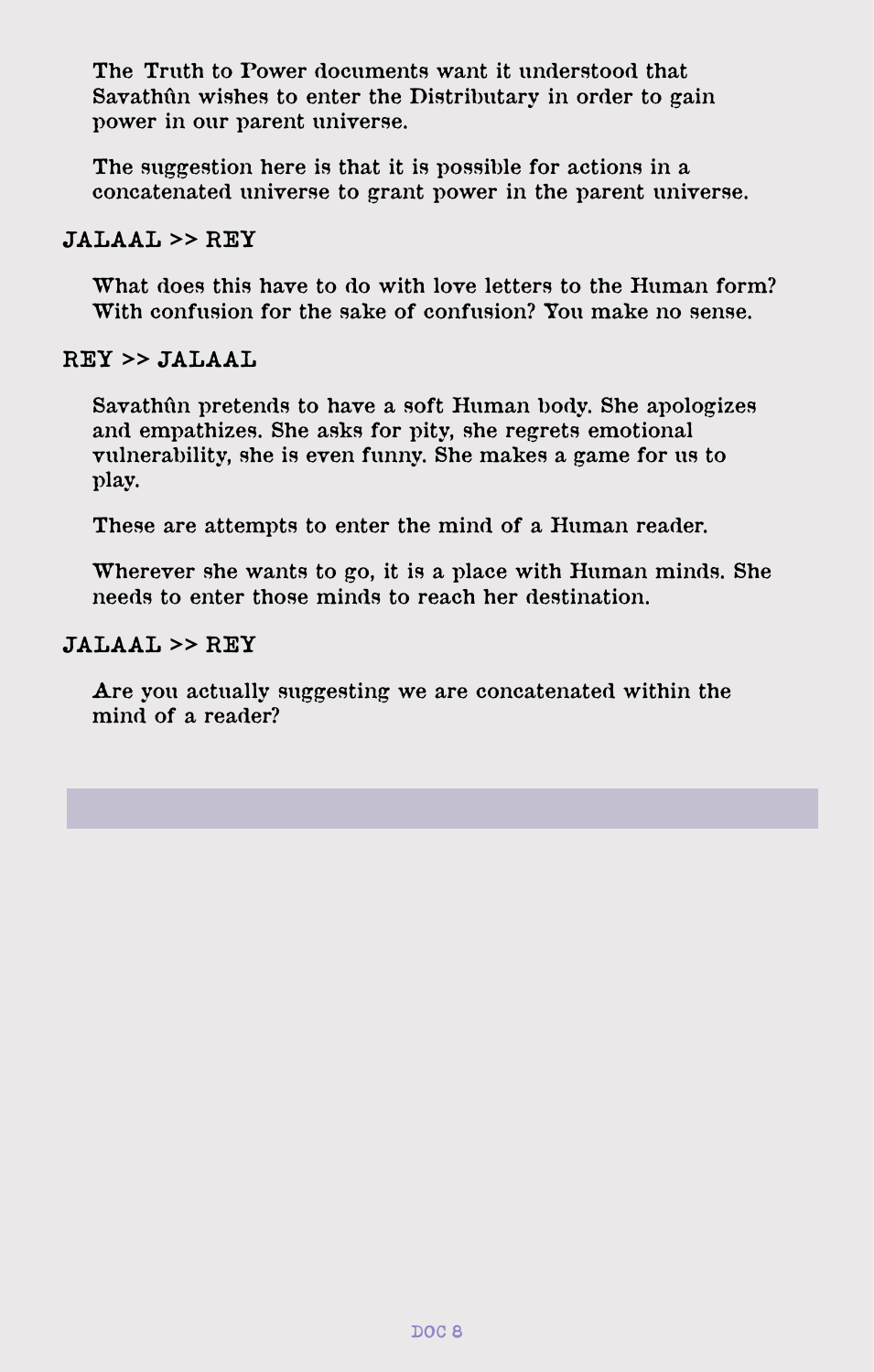The Truth to Power documents want it understood that Savathûn wishes to enter the Distributary in order to gain power in our parent universe.

The suggestion here is that it is possible for actions in a concatenated universe to grant power in the parent universe.

**JALAAL >> REY**

What does this have to do with love letters to the Human form? With confusion for the sake of confusion? You make no sense.

**REY >> JALAAL**

Savathûn pretends to have a soft Human body. She apologizes and empathizes. She asks for pity, she regrets emotional vulnerability, she is even funny. She makes a game for us to play.

These are attempts to enter the mind of a Human reader.

Wherever she wants to go, it is a place with Human minds. She needs to enter those minds to reach her destination.

**JALAAL >> REY**

Are you actually suggesting we are concatenated within the mind of a reader?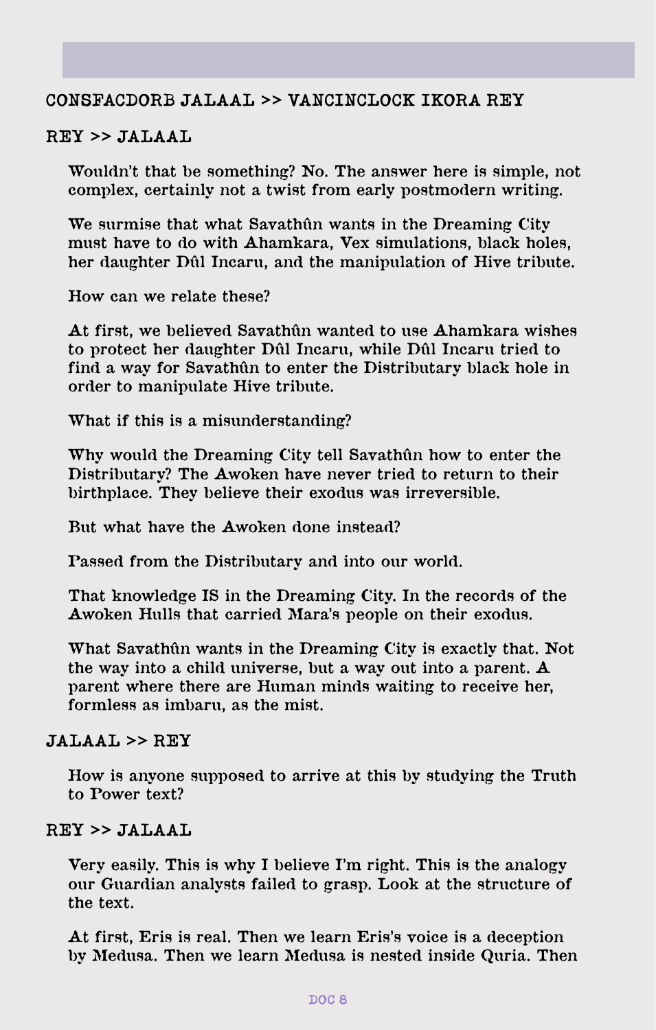CONSFACDORB JALAAL >> VANCINCLOCK IKORA REY

REY >> JALAAL

Wouldn't that be something? No. The answer here is simple, not complex, certainly not a twist from early postmodern writing.

We surmise that what Savathûn wants in the Dreaming City must have to do with Ahamkara, Vex simulations, black holes, her daughter Dûl Incaru, and the manipulation of Hive tribute.

How can we relate these?

At first, we believed Savathûn wanted to use Ahamkara wishes to protect her daughter Dûl Incaru, while Dûl Incaru tried to find a way for Savathûn to enter the Distributary black hole in order to manipulate Hive tribute.

What if this is a misunderstanding?

Why would the Dreaming City tell Savathûn how to enter the Distributary? The Awoken have never tried to return to their birthplace. They believe their exodus was irreversible.

But what have the Awoken done instead?

Passed from the Distributary and into our world.

That knowledge IS in the Dreaming City. In the records of the Awoken Hulls that carried Mara's people on their exodus.

What Savathûn wants in the Dreaming City is exactly that. Not the way into a child universe, but a way out into a parent. A parent where there are Human minds waiting to receive her, formless as imbaru, as the mist.

JALAAL >> REY

How is anyone supposed to arrive at this by studying the Truth to Power text?

REY >> JALAAL

Very easily. This is why I believe I'm right. This is the analogy our Guardian analysts failed to grasp. Look at the structure of the text.

At first, Eris is real. Then we learn Eris's voice is a deception by Medusa. Then we learn Medusa is nested inside Quria. Then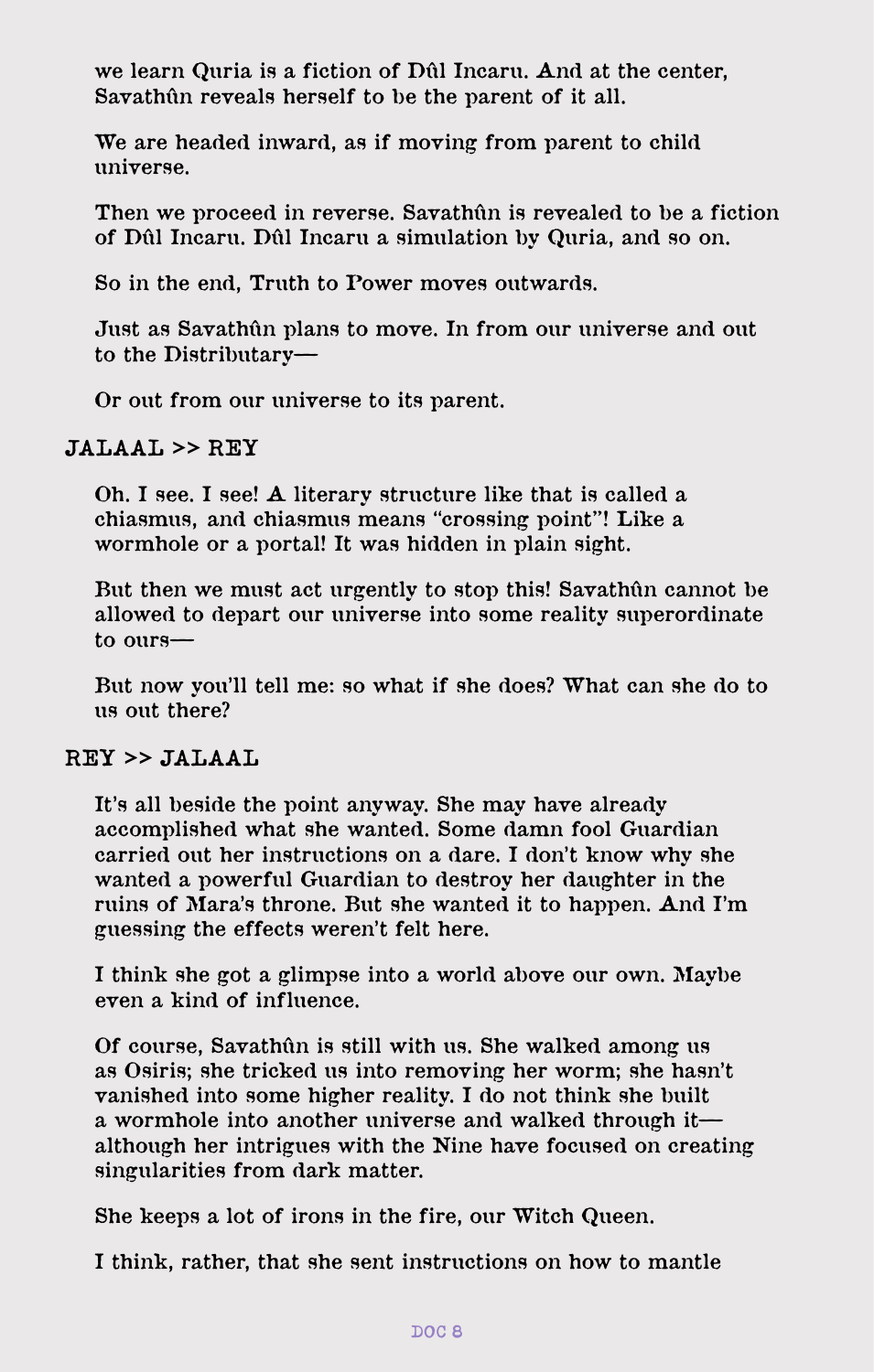we learn Quria is a fiction of Dûl Incaru. And at the center, Savathûn reveals herself to be the parent of it all.

We are headed inward, as if moving from parent to child universe.

Then we proceed in reverse. Savathûn is revealed to be a fiction of Dûl Incaru. Dûl Incaru a simulation by Quria, and so on.

So in the end, Truth to Power moves outwards.

Just as Savathûn plans to move. In from our universe and out to the Distributary—

Or out from our universe to its parent.

JALAAL >> REY

Oh. I see. I see! A literary structure like that is called a chiasmus, and chiasmus means "crossing point"! Like a wormhole or a portal! It was hidden in plain sight.

But then we must act urgently to stop this! Savathûn cannot be allowed to depart our universe into some reality superordinate to ours—

But now you'll tell me: so what if she does? What can she do to us out there?

REY >> JALAAL

It's all beside the point anyway. She may have already accomplished what she wanted. Some damn fool Guardian carried out her instructions on a dare. I don't know why she wanted a powerful Guardian to destroy her daughter in the ruins of Mara's throne. But she wanted it to happen. And I'm guessing the effects weren't felt here.

I think she got a glimpse into a world above our own. Maybe even a kind of influence.

Of course, Savathûn is still with us. She walked among us as Osiris; she tricked us into removing her worm; she hasn't vanished into some higher reality. I do not think she built a wormhole into another universe and walked through it—although her intrigues with the Nine have focused on creating singularities from dark matter.

She keeps a lot of irons in the fire, our Witch Queen.

I think, rather, that she sent instructions on how to mantle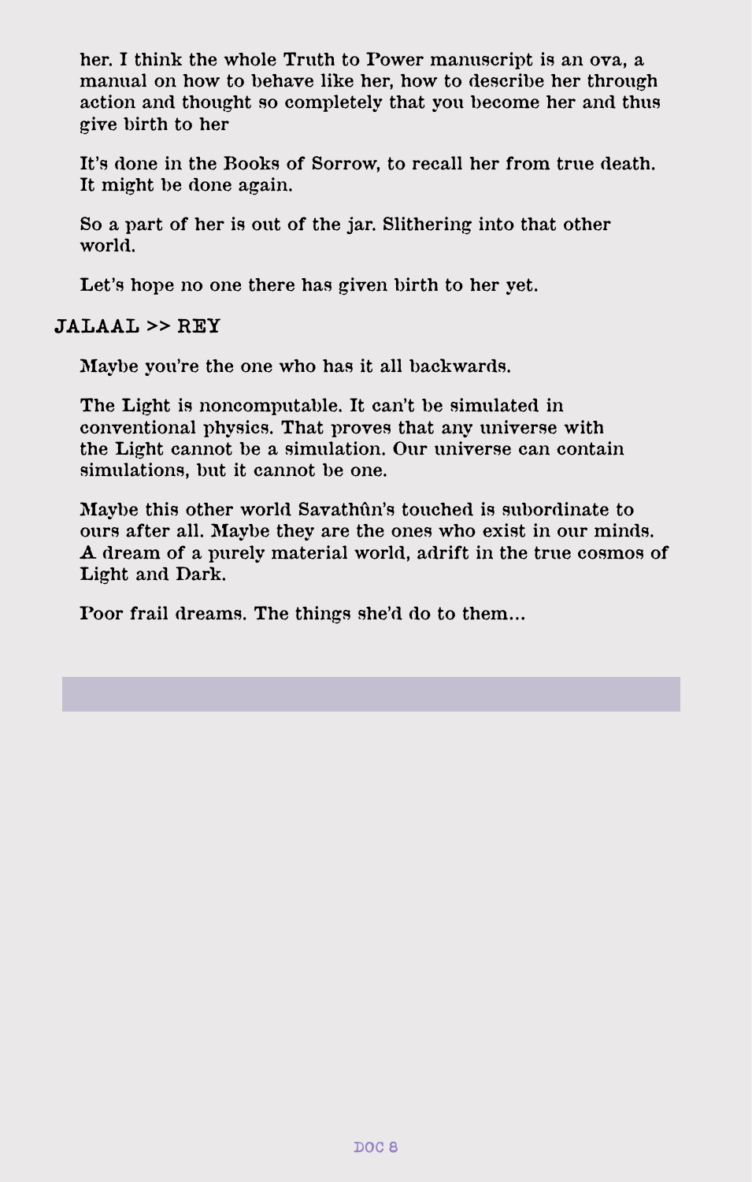her. I think the whole Truth to Power manuscript is an ova, a manual on how to behave like her, how to describe her through action and thought so completely that you become her and thus give birth to her

It's done in the Books of Sorrow, to recall her from true death. It might be done again.

So a part of her is out of the jar. Slithering into that other world.

Let's hope no one there has given birth to her yet.

## JALAAL >> REY

Maybe you're the one who has it all backwards.

The Light is noncomputable. It can't be simulated in conventional physics. That proves that any universe with the Light cannot be a simulation. Our universe can contain simulations, but it cannot be one.

Maybe this other world Savathûn's touched is subordinate to ours after all. Maybe they are the ones who exist in our minds. A dream of a purely material world, adrift in the true cosmos of Light and Dark.

Poor frail dreams. The things she'd do to them...